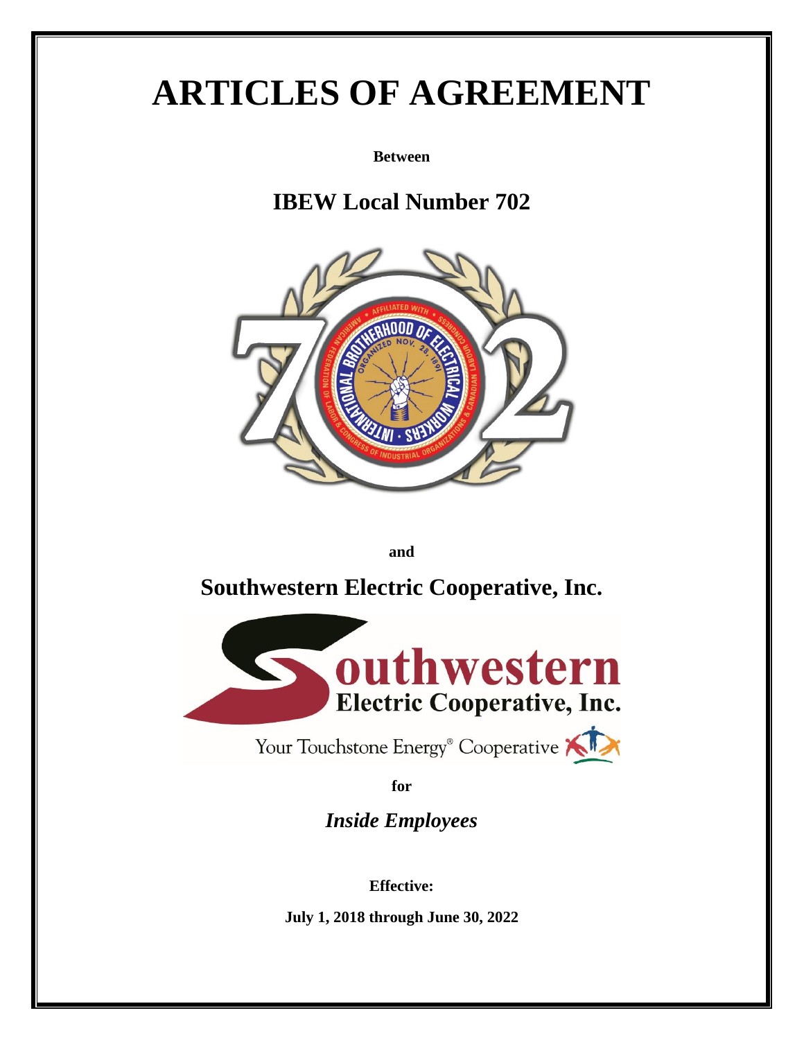# ARTICLES OF AGREEMENT

**Between**

## IBEW Local Number 702

**and**

## Southwestern Electric Cooperative, Inc.

**for**

***Inside Employees***

**Effective:**

**July 1, 2018 through June 30, 2022**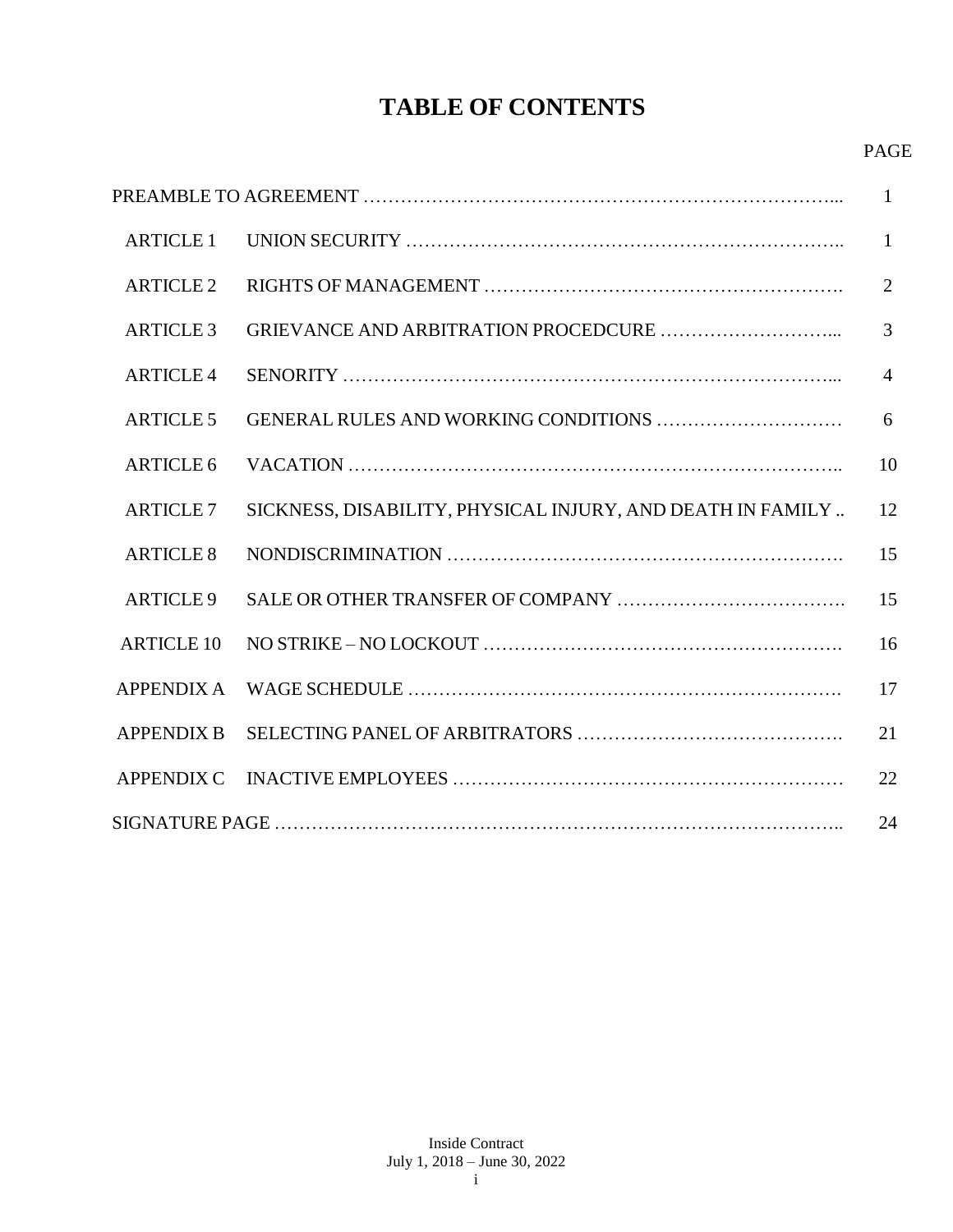# TABLE OF CONTENTS

| | | PAGE |
|---|---|---|
| PREAMBLE TO AGREEMENT | | 1 |
| ARTICLE 1 | UNION SECURITY | 1 |
| ARTICLE 2 | RIGHTS OF MANAGEMENT | 2 |
| ARTICLE 3 | GRIEVANCE AND ARBITRATION PROCEDCURE | 3 |
| ARTICLE 4 | SENORITY | 4 |
| ARTICLE 5 | GENERAL RULES AND WORKING CONDITIONS | 6 |
| ARTICLE 6 | VACATION | 10 |
| ARTICLE 7 | SICKNESS, DISABILITY, PHYSICAL INJURY, AND DEATH IN FAMILY | 12 |
| ARTICLE 8 | NONDISCRIMINATION | 15 |
| ARTICLE 9 | SALE OR OTHER TRANSFER OF COMPANY | 15 |
| ARTICLE 10 | NO STRIKE – NO LOCKOUT | 16 |
| APPENDIX A | WAGE SCHEDULE | 17 |
| APPENDIX B | SELECTING PANEL OF ARBITRATORS | 21 |
| APPENDIX C | INACTIVE EMPLOYEES | 22 |
| SIGNATURE PAGE | | 24 |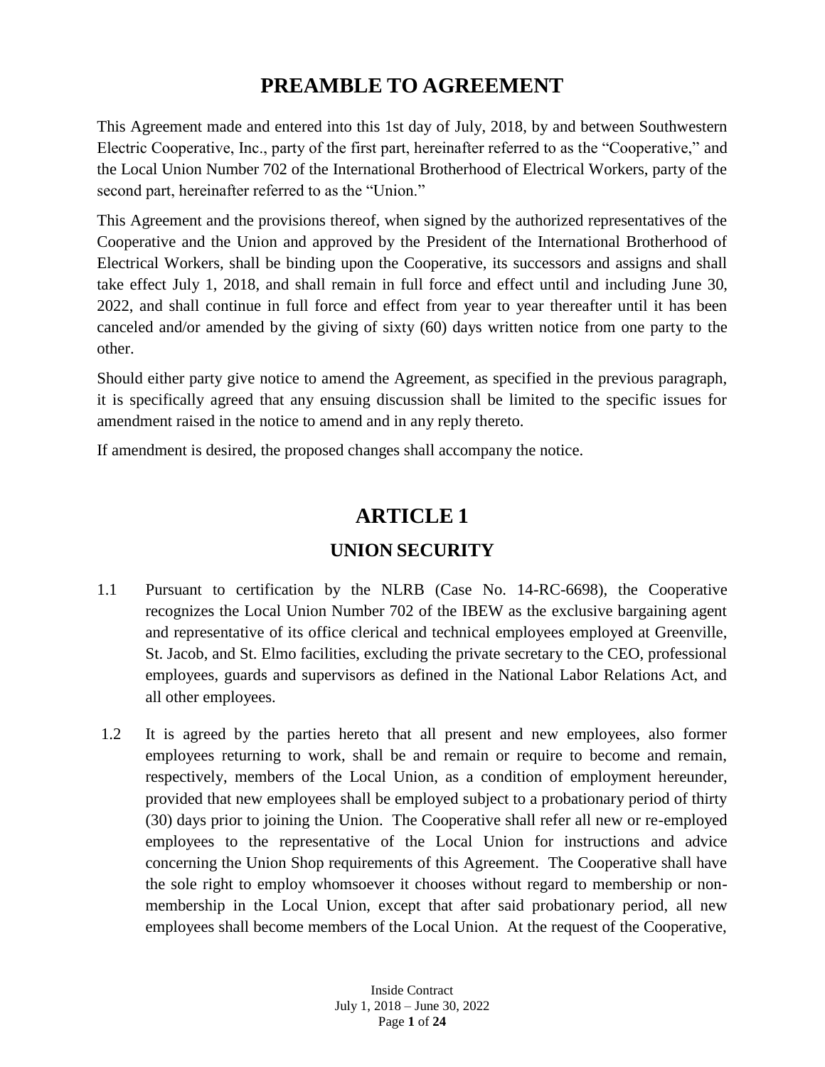# PREAMBLE TO AGREEMENT

This Agreement made and entered into this 1st day of July, 2018, by and between Southwestern Electric Cooperative, Inc., party of the first part, hereinafter referred to as the "Cooperative," and the Local Union Number 702 of the International Brotherhood of Electrical Workers, party of the second part, hereinafter referred to as the "Union."

This Agreement and the provisions thereof, when signed by the authorized representatives of the Cooperative and the Union and approved by the President of the International Brotherhood of Electrical Workers, shall be binding upon the Cooperative, its successors and assigns and shall take effect July 1, 2018, and shall remain in full force and effect until and including June 30, 2022, and shall continue in full force and effect from year to year thereafter until it has been canceled and/or amended by the giving of sixty (60) days written notice from one party to the other.

Should either party give notice to amend the Agreement, as specified in the previous paragraph, it is specifically agreed that any ensuing discussion shall be limited to the specific issues for amendment raised in the notice to amend and in any reply thereto.

If amendment is desired, the proposed changes shall accompany the notice.

# ARTICLE 1

## UNION SECURITY

1.1 Pursuant to certification by the NLRB (Case No. 14-RC-6698), the Cooperative recognizes the Local Union Number 702 of the IBEW as the exclusive bargaining agent and representative of its office clerical and technical employees employed at Greenville, St. Jacob, and St. Elmo facilities, excluding the private secretary to the CEO, professional employees, guards and supervisors as defined in the National Labor Relations Act, and all other employees.

1.2 It is agreed by the parties hereto that all present and new employees, also former employees returning to work, shall be and remain or require to become and remain, respectively, members of the Local Union, as a condition of employment hereunder, provided that new employees shall be employed subject to a probationary period of thirty (30) days prior to joining the Union. The Cooperative shall refer all new or re-employed employees to the representative of the Local Union for instructions and advice concerning the Union Shop requirements of this Agreement. The Cooperative shall have the sole right to employ whomsoever it chooses without regard to membership or non-membership in the Local Union, except that after said probationary period, all new employees shall become members of the Local Union. At the request of the Cooperative,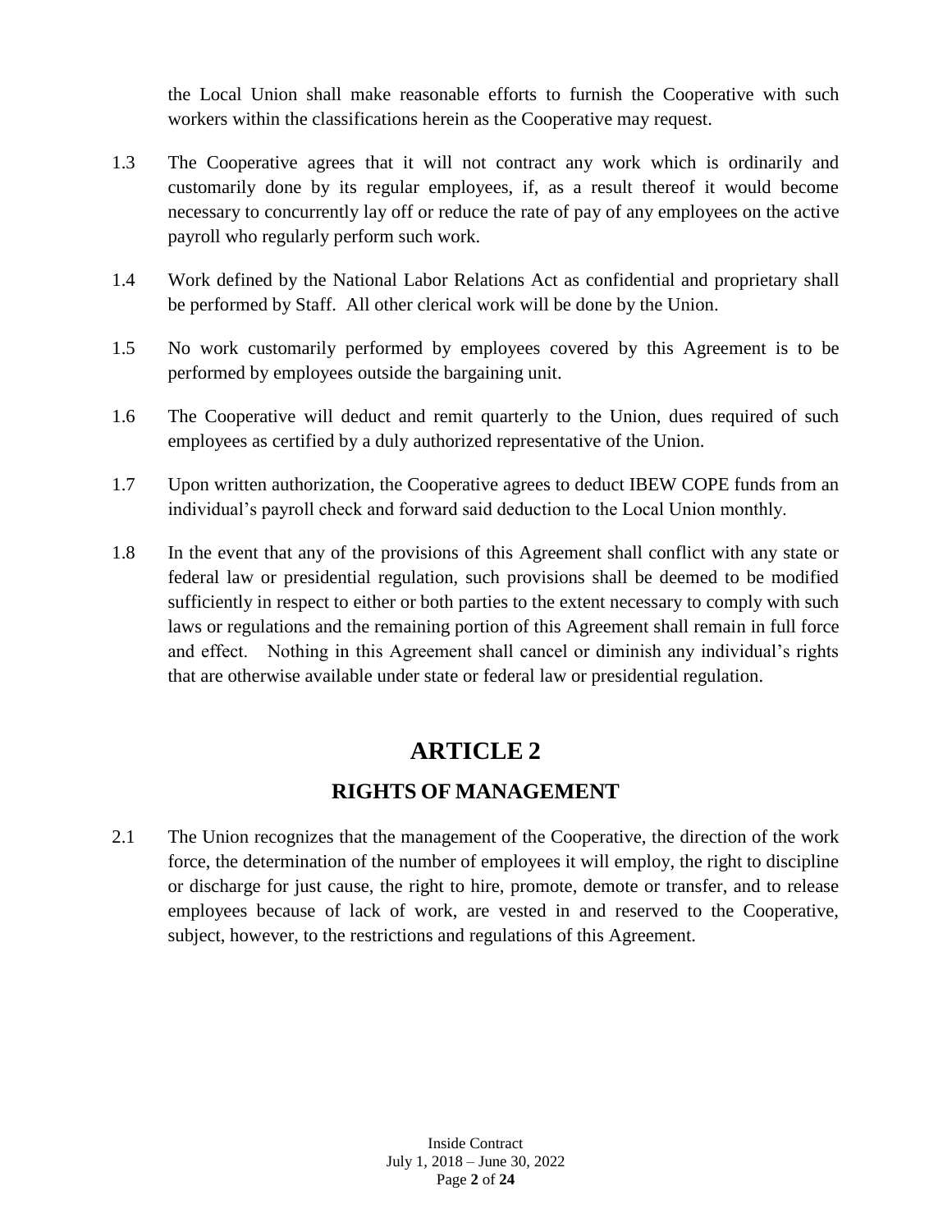the Local Union shall make reasonable efforts to furnish the Cooperative with such workers within the classifications herein as the Cooperative may request.

1.3 The Cooperative agrees that it will not contract any work which is ordinarily and customarily done by its regular employees, if, as a result thereof it would become necessary to concurrently lay off or reduce the rate of pay of any employees on the active payroll who regularly perform such work.

1.4 Work defined by the National Labor Relations Act as confidential and proprietary shall be performed by Staff. All other clerical work will be done by the Union.

1.5 No work customarily performed by employees covered by this Agreement is to be performed by employees outside the bargaining unit.

1.6 The Cooperative will deduct and remit quarterly to the Union, dues required of such employees as certified by a duly authorized representative of the Union.

1.7 Upon written authorization, the Cooperative agrees to deduct IBEW COPE funds from an individual's payroll check and forward said deduction to the Local Union monthly.

1.8 In the event that any of the provisions of this Agreement shall conflict with any state or federal law or presidential regulation, such provisions shall be deemed to be modified sufficiently in respect to either or both parties to the extent necessary to comply with such laws or regulations and the remaining portion of this Agreement shall remain in full force and effect. Nothing in this Agreement shall cancel or diminish any individual's rights that are otherwise available under state or federal law or presidential regulation.

# ARTICLE 2

## RIGHTS OF MANAGEMENT

2.1 The Union recognizes that the management of the Cooperative, the direction of the work force, the determination of the number of employees it will employ, the right to discipline or discharge for just cause, the right to hire, promote, demote or transfer, and to release employees because of lack of work, are vested in and reserved to the Cooperative, subject, however, to the restrictions and regulations of this Agreement.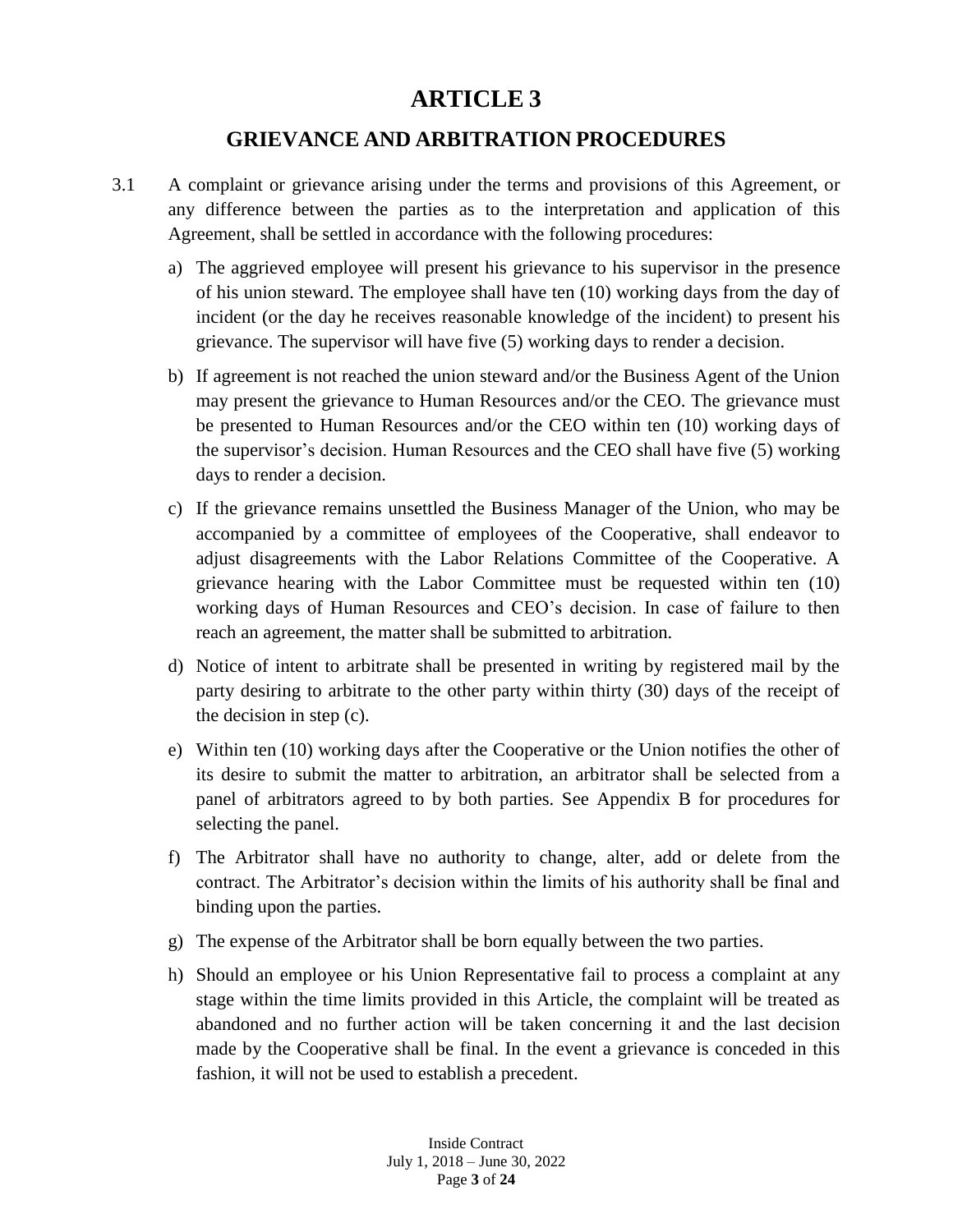# ARTICLE 3

## GRIEVANCE AND ARBITRATION PROCEDURES

3.1 A complaint or grievance arising under the terms and provisions of this Agreement, or any difference between the parties as to the interpretation and application of this Agreement, shall be settled in accordance with the following procedures:

a) The aggrieved employee will present his grievance to his supervisor in the presence of his union steward. The employee shall have ten (10) working days from the day of incident (or the day he receives reasonable knowledge of the incident) to present his grievance. The supervisor will have five (5) working days to render a decision.

b) If agreement is not reached the union steward and/or the Business Agent of the Union may present the grievance to Human Resources and/or the CEO. The grievance must be presented to Human Resources and/or the CEO within ten (10) working days of the supervisor's decision. Human Resources and the CEO shall have five (5) working days to render a decision.

c) If the grievance remains unsettled the Business Manager of the Union, who may be accompanied by a committee of employees of the Cooperative, shall endeavor to adjust disagreements with the Labor Relations Committee of the Cooperative. A grievance hearing with the Labor Committee must be requested within ten (10) working days of Human Resources and CEO's decision. In case of failure to then reach an agreement, the matter shall be submitted to arbitration.

d) Notice of intent to arbitrate shall be presented in writing by registered mail by the party desiring to arbitrate to the other party within thirty (30) days of the receipt of the decision in step (c).

e) Within ten (10) working days after the Cooperative or the Union notifies the other of its desire to submit the matter to arbitration, an arbitrator shall be selected from a panel of arbitrators agreed to by both parties. See Appendix B for procedures for selecting the panel.

f) The Arbitrator shall have no authority to change, alter, add or delete from the contract. The Arbitrator's decision within the limits of his authority shall be final and binding upon the parties.

g) The expense of the Arbitrator shall be born equally between the two parties.

h) Should an employee or his Union Representative fail to process a complaint at any stage within the time limits provided in this Article, the complaint will be treated as abandoned and no further action will be taken concerning it and the last decision made by the Cooperative shall be final. In the event a grievance is conceded in this fashion, it will not be used to establish a precedent.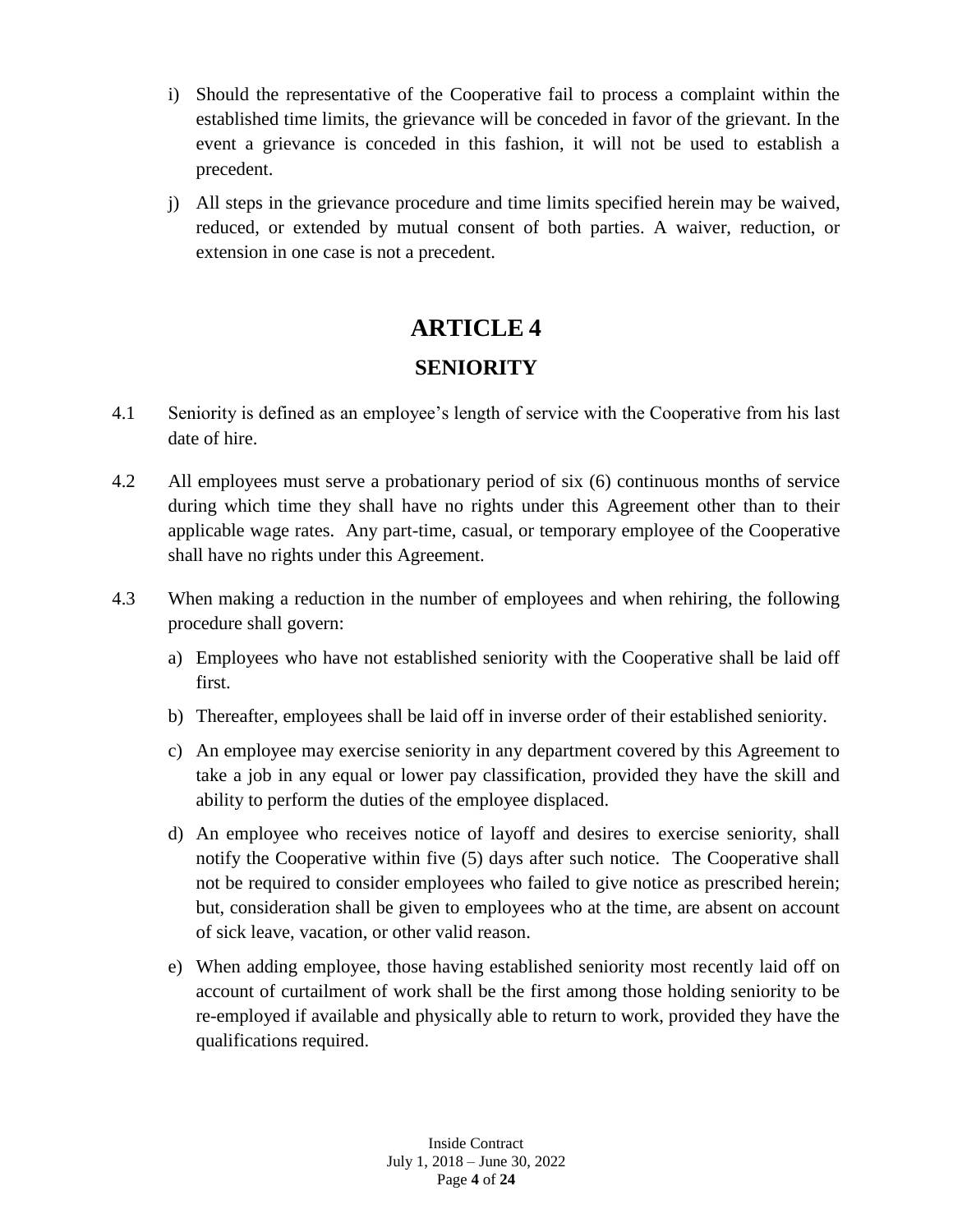i) Should the representative of the Cooperative fail to process a complaint within the established time limits, the grievance will be conceded in favor of the grievant. In the event a grievance is conceded in this fashion, it will not be used to establish a precedent.

j) All steps in the grievance procedure and time limits specified herein may be waived, reduced, or extended by mutual consent of both parties. A waiver, reduction, or extension in one case is not a precedent.

# ARTICLE 4

## SENIORITY

4.1 Seniority is defined as an employee's length of service with the Cooperative from his last date of hire.

4.2 All employees must serve a probationary period of six (6) continuous months of service during which time they shall have no rights under this Agreement other than to their applicable wage rates. Any part-time, casual, or temporary employee of the Cooperative shall have no rights under this Agreement.

4.3 When making a reduction in the number of employees and when rehiring, the following procedure shall govern:

a) Employees who have not established seniority with the Cooperative shall be laid off first.

b) Thereafter, employees shall be laid off in inverse order of their established seniority.

c) An employee may exercise seniority in any department covered by this Agreement to take a job in any equal or lower pay classification, provided they have the skill and ability to perform the duties of the employee displaced.

d) An employee who receives notice of layoff and desires to exercise seniority, shall notify the Cooperative within five (5) days after such notice. The Cooperative shall not be required to consider employees who failed to give notice as prescribed herein; but, consideration shall be given to employees who at the time, are absent on account of sick leave, vacation, or other valid reason.

e) When adding employee, those having established seniority most recently laid off on account of curtailment of work shall be the first among those holding seniority to be re-employed if available and physically able to return to work, provided they have the qualifications required.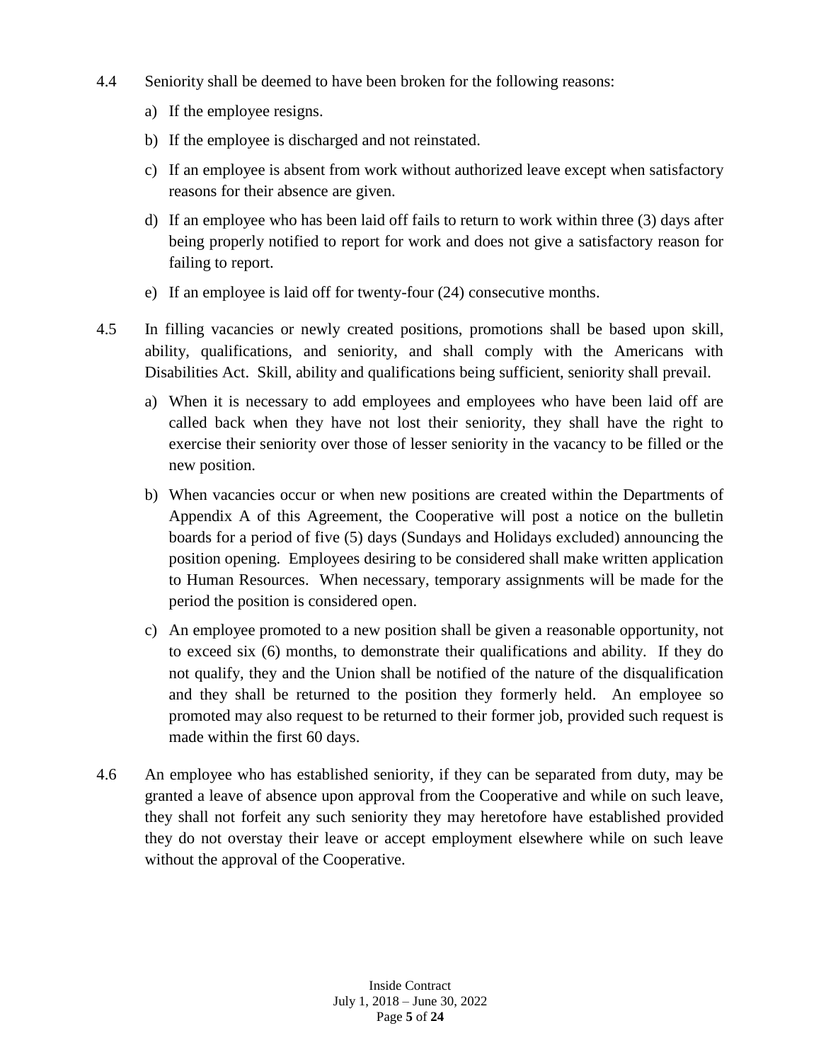4.4 Seniority shall be deemed to have been broken for the following reasons:

a) If the employee resigns.

b) If the employee is discharged and not reinstated.

c) If an employee is absent from work without authorized leave except when satisfactory reasons for their absence are given.

d) If an employee who has been laid off fails to return to work within three (3) days after being properly notified to report for work and does not give a satisfactory reason for failing to report.

e) If an employee is laid off for twenty-four (24) consecutive months.

4.5 In filling vacancies or newly created positions, promotions shall be based upon skill, ability, qualifications, and seniority, and shall comply with the Americans with Disabilities Act. Skill, ability and qualifications being sufficient, seniority shall prevail.

a) When it is necessary to add employees and employees who have been laid off are called back when they have not lost their seniority, they shall have the right to exercise their seniority over those of lesser seniority in the vacancy to be filled or the new position.

b) When vacancies occur or when new positions are created within the Departments of Appendix A of this Agreement, the Cooperative will post a notice on the bulletin boards for a period of five (5) days (Sundays and Holidays excluded) announcing the position opening. Employees desiring to be considered shall make written application to Human Resources. When necessary, temporary assignments will be made for the period the position is considered open.

c) An employee promoted to a new position shall be given a reasonable opportunity, not to exceed six (6) months, to demonstrate their qualifications and ability. If they do not qualify, they and the Union shall be notified of the nature of the disqualification and they shall be returned to the position they formerly held. An employee so promoted may also request to be returned to their former job, provided such request is made within the first 60 days.

4.6 An employee who has established seniority, if they can be separated from duty, may be granted a leave of absence upon approval from the Cooperative and while on such leave, they shall not forfeit any such seniority they may heretofore have established provided they do not overstay their leave or accept employment elsewhere while on such leave without the approval of the Cooperative.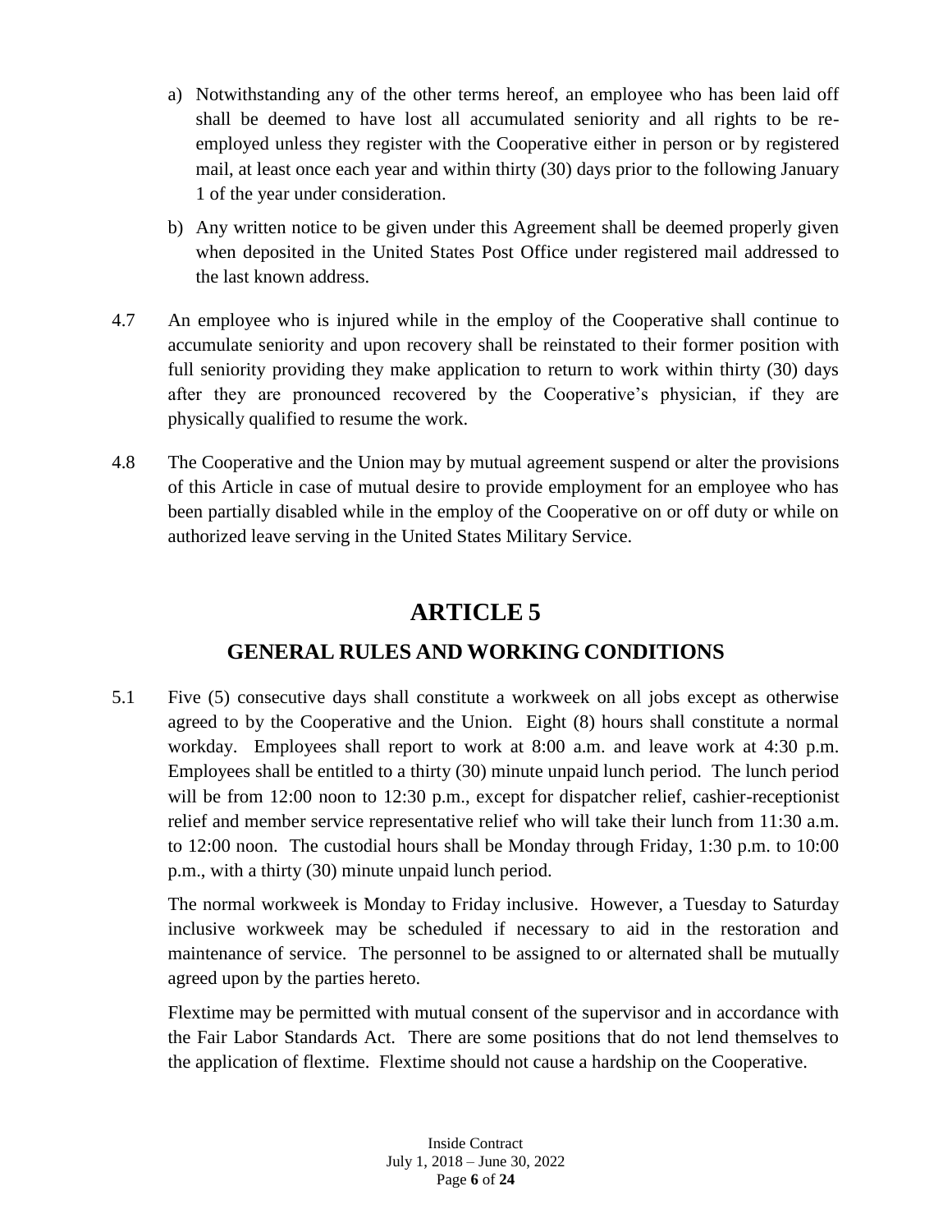a) Notwithstanding any of the other terms hereof, an employee who has been laid off shall be deemed to have lost all accumulated seniority and all rights to be re-employed unless they register with the Cooperative either in person or by registered mail, at least once each year and within thirty (30) days prior to the following January 1 of the year under consideration.

b) Any written notice to be given under this Agreement shall be deemed properly given when deposited in the United States Post Office under registered mail addressed to the last known address.

4.7 An employee who is injured while in the employ of the Cooperative shall continue to accumulate seniority and upon recovery shall be reinstated to their former position with full seniority providing they make application to return to work within thirty (30) days after they are pronounced recovered by the Cooperative's physician, if they are physically qualified to resume the work.

4.8 The Cooperative and the Union may by mutual agreement suspend or alter the provisions of this Article in case of mutual desire to provide employment for an employee who has been partially disabled while in the employ of the Cooperative on or off duty or while on authorized leave serving in the United States Military Service.

# ARTICLE 5

## GENERAL RULES AND WORKING CONDITIONS

5.1 Five (5) consecutive days shall constitute a workweek on all jobs except as otherwise agreed to by the Cooperative and the Union. Eight (8) hours shall constitute a normal workday. Employees shall report to work at 8:00 a.m. and leave work at 4:30 p.m. Employees shall be entitled to a thirty (30) minute unpaid lunch period. The lunch period will be from 12:00 noon to 12:30 p.m., except for dispatcher relief, cashier-receptionist relief and member service representative relief who will take their lunch from 11:30 a.m. to 12:00 noon. The custodial hours shall be Monday through Friday, 1:30 p.m. to 10:00 p.m., with a thirty (30) minute unpaid lunch period.

The normal workweek is Monday to Friday inclusive. However, a Tuesday to Saturday inclusive workweek may be scheduled if necessary to aid in the restoration and maintenance of service. The personnel to be assigned to or alternated shall be mutually agreed upon by the parties hereto.

Flextime may be permitted with mutual consent of the supervisor and in accordance with the Fair Labor Standards Act. There are some positions that do not lend themselves to the application of flextime. Flextime should not cause a hardship on the Cooperative.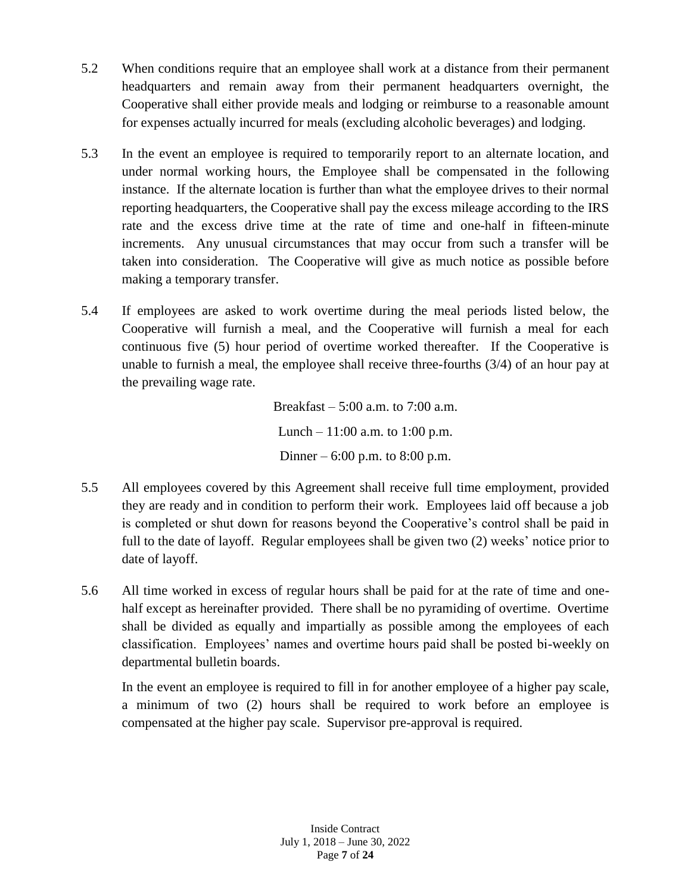5.2 When conditions require that an employee shall work at a distance from their permanent headquarters and remain away from their permanent headquarters overnight, the Cooperative shall either provide meals and lodging or reimburse to a reasonable amount for expenses actually incurred for meals (excluding alcoholic beverages) and lodging.

5.3 In the event an employee is required to temporarily report to an alternate location, and under normal working hours, the Employee shall be compensated in the following instance. If the alternate location is further than what the employee drives to their normal reporting headquarters, the Cooperative shall pay the excess mileage according to the IRS rate and the excess drive time at the rate of time and one-half in fifteen-minute increments. Any unusual circumstances that may occur from such a transfer will be taken into consideration. The Cooperative will give as much notice as possible before making a temporary transfer.

5.4 If employees are asked to work overtime during the meal periods listed below, the Cooperative will furnish a meal, and the Cooperative will furnish a meal for each continuous five (5) hour period of overtime worked thereafter. If the Cooperative is unable to furnish a meal, the employee shall receive three-fourths (3/4) of an hour pay at the prevailing wage rate.

Breakfast – 5:00 a.m. to 7:00 a.m.

Lunch – 11:00 a.m. to 1:00 p.m.

Dinner – 6:00 p.m. to 8:00 p.m.

5.5 All employees covered by this Agreement shall receive full time employment, provided they are ready and in condition to perform their work. Employees laid off because a job is completed or shut down for reasons beyond the Cooperative's control shall be paid in full to the date of layoff. Regular employees shall be given two (2) weeks' notice prior to date of layoff.

5.6 All time worked in excess of regular hours shall be paid for at the rate of time and one-half except as hereinafter provided. There shall be no pyramiding of overtime. Overtime shall be divided as equally and impartially as possible among the employees of each classification. Employees' names and overtime hours paid shall be posted bi-weekly on departmental bulletin boards.

In the event an employee is required to fill in for another employee of a higher pay scale, a minimum of two (2) hours shall be required to work before an employee is compensated at the higher pay scale. Supervisor pre-approval is required.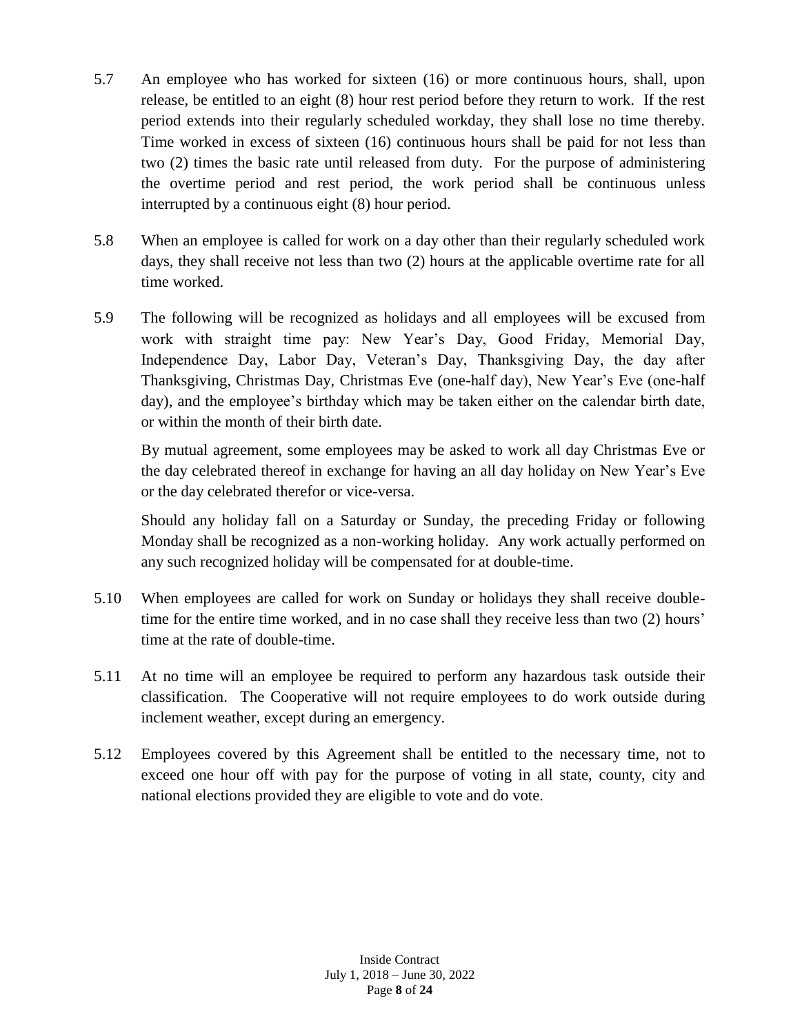5.7 An employee who has worked for sixteen (16) or more continuous hours, shall, upon release, be entitled to an eight (8) hour rest period before they return to work. If the rest period extends into their regularly scheduled workday, they shall lose no time thereby. Time worked in excess of sixteen (16) continuous hours shall be paid for not less than two (2) times the basic rate until released from duty. For the purpose of administering the overtime period and rest period, the work period shall be continuous unless interrupted by a continuous eight (8) hour period.

5.8 When an employee is called for work on a day other than their regularly scheduled work days, they shall receive not less than two (2) hours at the applicable overtime rate for all time worked.

5.9 The following will be recognized as holidays and all employees will be excused from work with straight time pay: New Year's Day, Good Friday, Memorial Day, Independence Day, Labor Day, Veteran's Day, Thanksgiving Day, the day after Thanksgiving, Christmas Day, Christmas Eve (one-half day), New Year's Eve (one-half day), and the employee's birthday which may be taken either on the calendar birth date, or within the month of their birth date.

By mutual agreement, some employees may be asked to work all day Christmas Eve or the day celebrated thereof in exchange for having an all day holiday on New Year's Eve or the day celebrated therefor or vice-versa.

Should any holiday fall on a Saturday or Sunday, the preceding Friday or following Monday shall be recognized as a non-working holiday. Any work actually performed on any such recognized holiday will be compensated for at double-time.

5.10 When employees are called for work on Sunday or holidays they shall receive double-time for the entire time worked, and in no case shall they receive less than two (2) hours' time at the rate of double-time.

5.11 At no time will an employee be required to perform any hazardous task outside their classification. The Cooperative will not require employees to do work outside during inclement weather, except during an emergency.

5.12 Employees covered by this Agreement shall be entitled to the necessary time, not to exceed one hour off with pay for the purpose of voting in all state, county, city and national elections provided they are eligible to vote and do vote.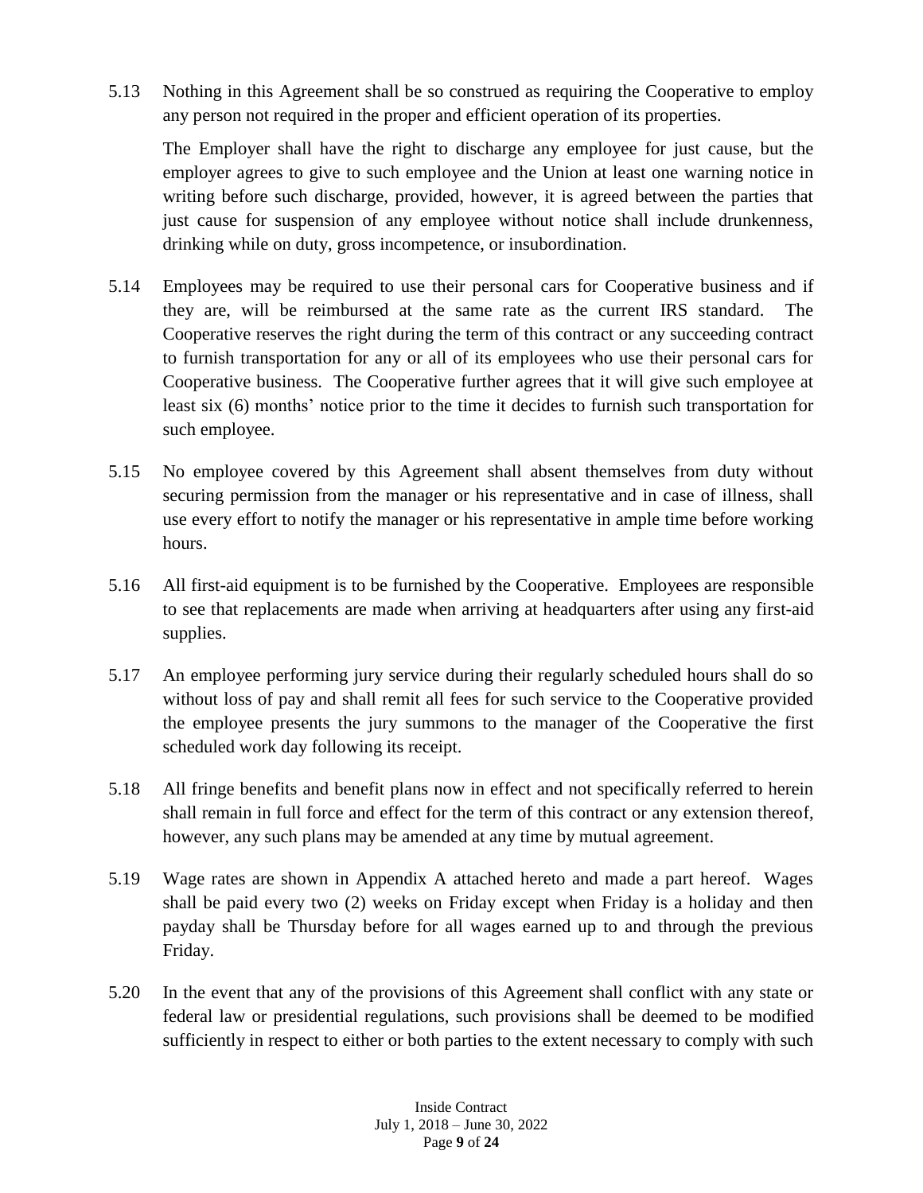5.13 Nothing in this Agreement shall be so construed as requiring the Cooperative to employ any person not required in the proper and efficient operation of its properties.

The Employer shall have the right to discharge any employee for just cause, but the employer agrees to give to such employee and the Union at least one warning notice in writing before such discharge, provided, however, it is agreed between the parties that just cause for suspension of any employee without notice shall include drunkenness, drinking while on duty, gross incompetence, or insubordination.

5.14 Employees may be required to use their personal cars for Cooperative business and if they are, will be reimbursed at the same rate as the current IRS standard. The Cooperative reserves the right during the term of this contract or any succeeding contract to furnish transportation for any or all of its employees who use their personal cars for Cooperative business. The Cooperative further agrees that it will give such employee at least six (6) months' notice prior to the time it decides to furnish such transportation for such employee.

5.15 No employee covered by this Agreement shall absent themselves from duty without securing permission from the manager or his representative and in case of illness, shall use every effort to notify the manager or his representative in ample time before working hours.

5.16 All first-aid equipment is to be furnished by the Cooperative. Employees are responsible to see that replacements are made when arriving at headquarters after using any first-aid supplies.

5.17 An employee performing jury service during their regularly scheduled hours shall do so without loss of pay and shall remit all fees for such service to the Cooperative provided the employee presents the jury summons to the manager of the Cooperative the first scheduled work day following its receipt.

5.18 All fringe benefits and benefit plans now in effect and not specifically referred to herein shall remain in full force and effect for the term of this contract or any extension thereof, however, any such plans may be amended at any time by mutual agreement.

5.19 Wage rates are shown in Appendix A attached hereto and made a part hereof. Wages shall be paid every two (2) weeks on Friday except when Friday is a holiday and then payday shall be Thursday before for all wages earned up to and through the previous Friday.

5.20 In the event that any of the provisions of this Agreement shall conflict with any state or federal law or presidential regulations, such provisions shall be deemed to be modified sufficiently in respect to either or both parties to the extent necessary to comply with such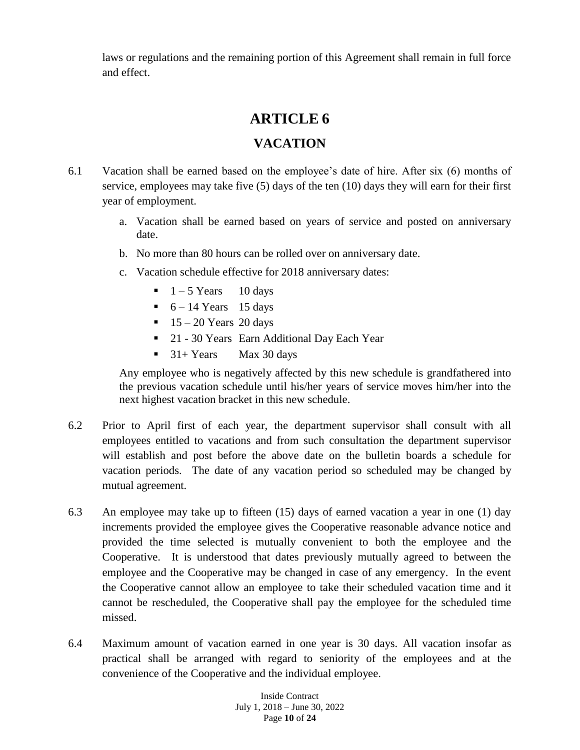laws or regulations and the remaining portion of this Agreement shall remain in full force and effect.

# ARTICLE 6

## VACATION

6.1 Vacation shall be earned based on the employee's date of hire. After six (6) months of service, employees may take five (5) days of the ten (10) days they will earn for their first year of employment.

  a. Vacation shall be earned based on years of service and posted on anniversary date.

  b. No more than 80 hours can be rolled over on anniversary date.

  c. Vacation schedule effective for 2018 anniversary dates:

  - 1 – 5 Years 10 days
  - 6 – 14 Years 15 days
  - 15 – 20 Years 20 days
  - 21 - 30 Years Earn Additional Day Each Year
  - 31+ Years Max 30 days

  Any employee who is negatively affected by this new schedule is grandfathered into the previous vacation schedule until his/her years of service moves him/her into the next highest vacation bracket in this new schedule.

6.2 Prior to April first of each year, the department supervisor shall consult with all employees entitled to vacations and from such consultation the department supervisor will establish and post before the above date on the bulletin boards a schedule for vacation periods. The date of any vacation period so scheduled may be changed by mutual agreement.

6.3 An employee may take up to fifteen (15) days of earned vacation a year in one (1) day increments provided the employee gives the Cooperative reasonable advance notice and provided the time selected is mutually convenient to both the employee and the Cooperative. It is understood that dates previously mutually agreed to between the employee and the Cooperative may be changed in case of any emergency. In the event the Cooperative cannot allow an employee to take their scheduled vacation time and it cannot be rescheduled, the Cooperative shall pay the employee for the scheduled time missed.

6.4 Maximum amount of vacation earned in one year is 30 days. All vacation insofar as practical shall be arranged with regard to seniority of the employees and at the convenience of the Cooperative and the individual employee.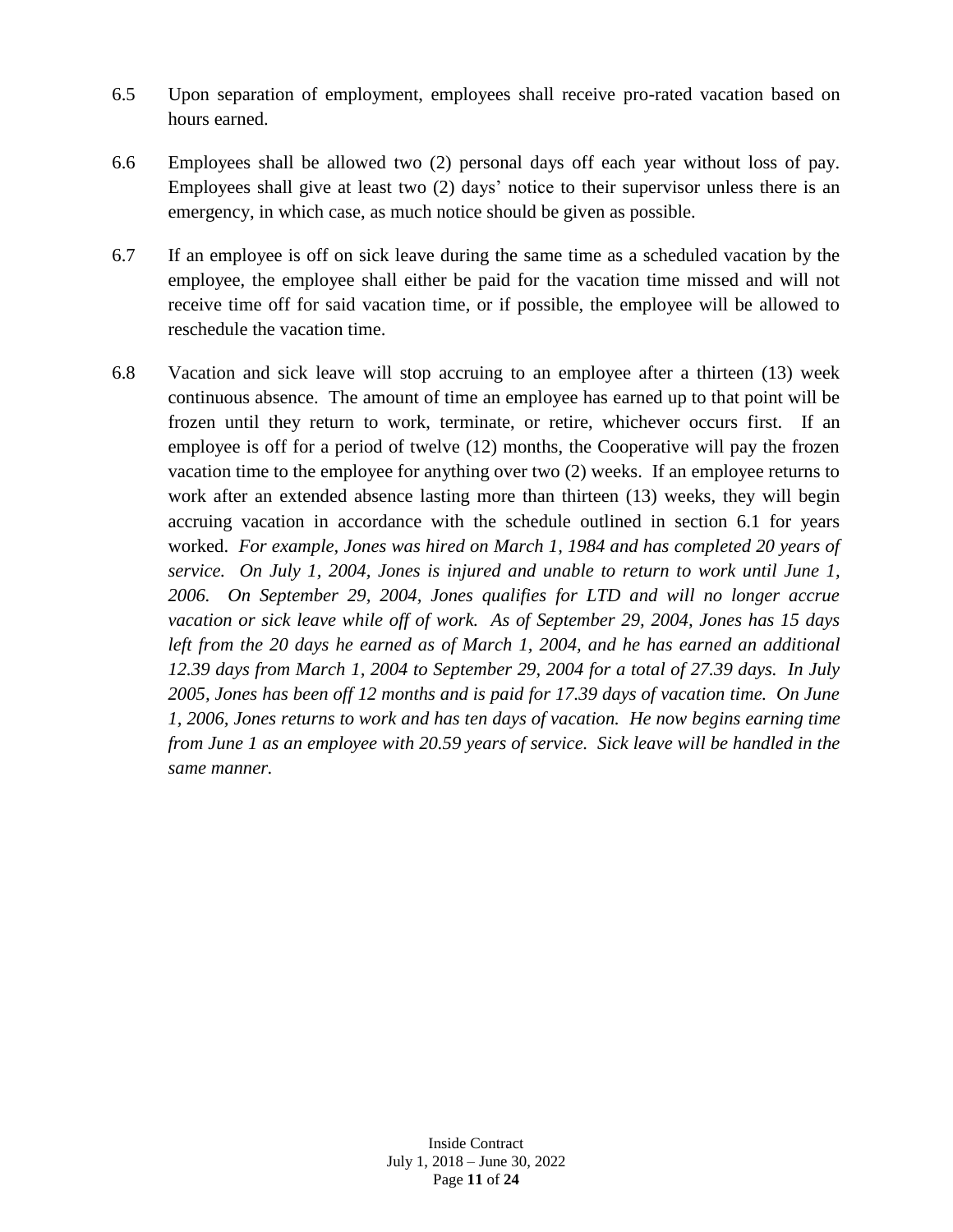6.5 Upon separation of employment, employees shall receive pro-rated vacation based on hours earned.

6.6 Employees shall be allowed two (2) personal days off each year without loss of pay. Employees shall give at least two (2) days' notice to their supervisor unless there is an emergency, in which case, as much notice should be given as possible.

6.7 If an employee is off on sick leave during the same time as a scheduled vacation by the employee, the employee shall either be paid for the vacation time missed and will not receive time off for said vacation time, or if possible, the employee will be allowed to reschedule the vacation time.

6.8 Vacation and sick leave will stop accruing to an employee after a thirteen (13) week continuous absence. The amount of time an employee has earned up to that point will be frozen until they return to work, terminate, or retire, whichever occurs first. If an employee is off for a period of twelve (12) months, the Cooperative will pay the frozen vacation time to the employee for anything over two (2) weeks. If an employee returns to work after an extended absence lasting more than thirteen (13) weeks, they will begin accruing vacation in accordance with the schedule outlined in section 6.1 for years worked. *For example, Jones was hired on March 1, 1984 and has completed 20 years of service. On July 1, 2004, Jones is injured and unable to return to work until June 1, 2006. On September 29, 2004, Jones qualifies for LTD and will no longer accrue vacation or sick leave while off of work. As of September 29, 2004, Jones has 15 days left from the 20 days he earned as of March 1, 2004, and he has earned an additional 12.39 days from March 1, 2004 to September 29, 2004 for a total of 27.39 days. In July 2005, Jones has been off 12 months and is paid for 17.39 days of vacation time. On June 1, 2006, Jones returns to work and has ten days of vacation. He now begins earning time from June 1 as an employee with 20.59 years of service. Sick leave will be handled in the same manner.*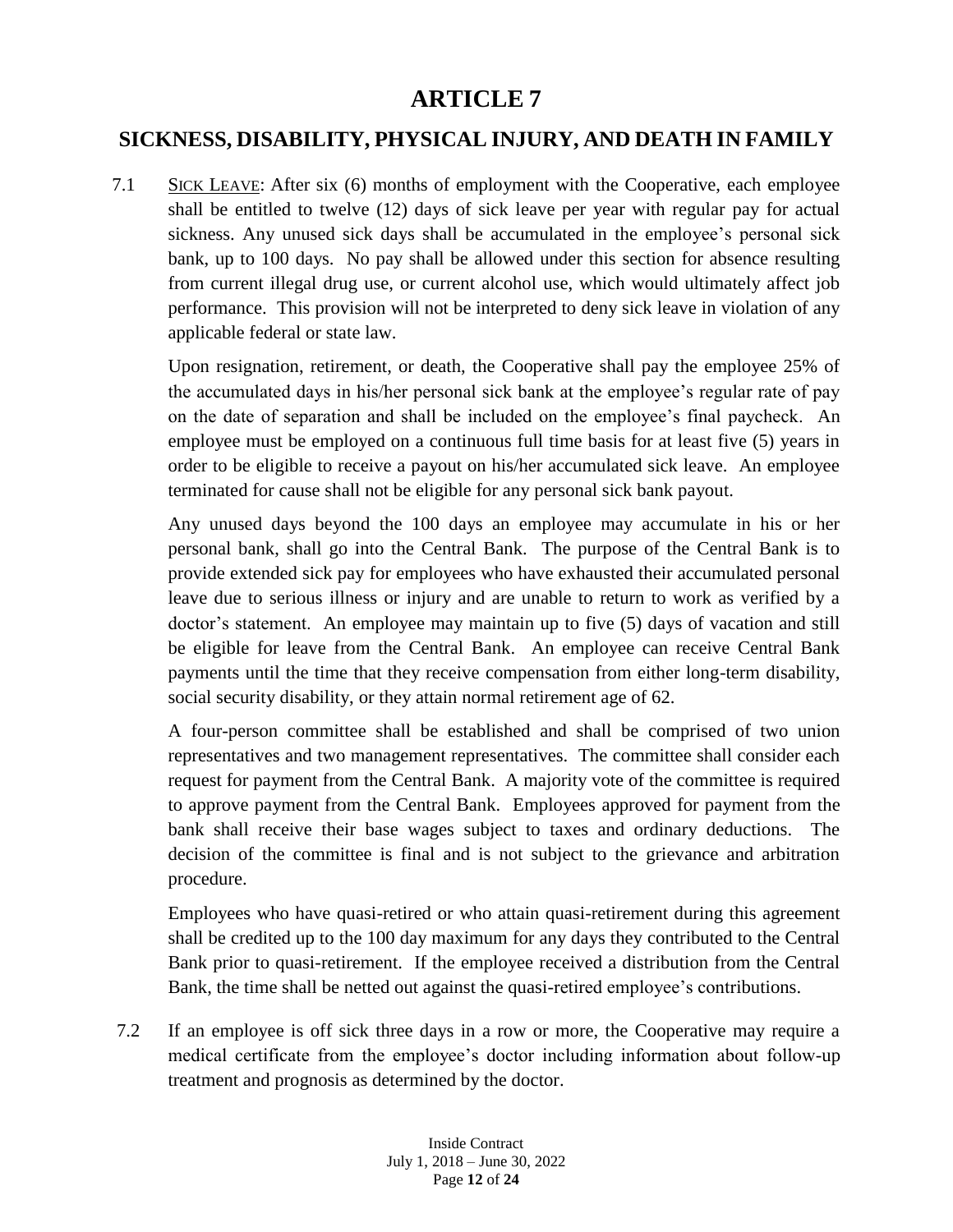# ARTICLE 7

## SICKNESS, DISABILITY, PHYSICAL INJURY, AND DEATH IN FAMILY

7.1 SICK LEAVE: After six (6) months of employment with the Cooperative, each employee shall be entitled to twelve (12) days of sick leave per year with regular pay for actual sickness. Any unused sick days shall be accumulated in the employee's personal sick bank, up to 100 days. No pay shall be allowed under this section for absence resulting from current illegal drug use, or current alcohol use, which would ultimately affect job performance. This provision will not be interpreted to deny sick leave in violation of any applicable federal or state law.

Upon resignation, retirement, or death, the Cooperative shall pay the employee 25% of the accumulated days in his/her personal sick bank at the employee's regular rate of pay on the date of separation and shall be included on the employee's final paycheck. An employee must be employed on a continuous full time basis for at least five (5) years in order to be eligible to receive a payout on his/her accumulated sick leave. An employee terminated for cause shall not be eligible for any personal sick bank payout.

Any unused days beyond the 100 days an employee may accumulate in his or her personal bank, shall go into the Central Bank. The purpose of the Central Bank is to provide extended sick pay for employees who have exhausted their accumulated personal leave due to serious illness or injury and are unable to return to work as verified by a doctor's statement. An employee may maintain up to five (5) days of vacation and still be eligible for leave from the Central Bank. An employee can receive Central Bank payments until the time that they receive compensation from either long-term disability, social security disability, or they attain normal retirement age of 62.

A four-person committee shall be established and shall be comprised of two union representatives and two management representatives. The committee shall consider each request for payment from the Central Bank. A majority vote of the committee is required to approve payment from the Central Bank. Employees approved for payment from the bank shall receive their base wages subject to taxes and ordinary deductions. The decision of the committee is final and is not subject to the grievance and arbitration procedure.

Employees who have quasi-retired or who attain quasi-retirement during this agreement shall be credited up to the 100 day maximum for any days they contributed to the Central Bank prior to quasi-retirement. If the employee received a distribution from the Central Bank, the time shall be netted out against the quasi-retired employee's contributions.

7.2 If an employee is off sick three days in a row or more, the Cooperative may require a medical certificate from the employee's doctor including information about follow-up treatment and prognosis as determined by the doctor.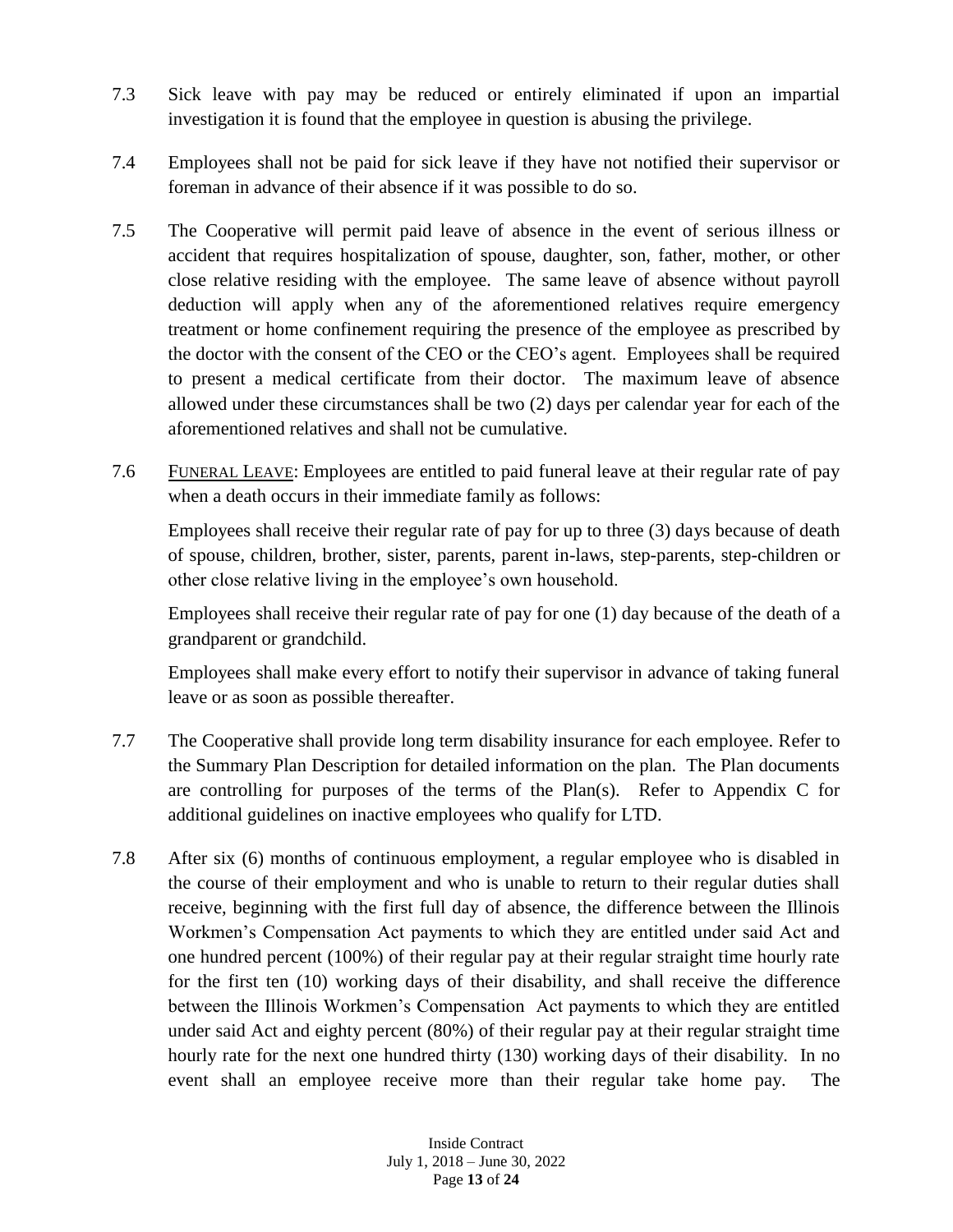7.3 Sick leave with pay may be reduced or entirely eliminated if upon an impartial investigation it is found that the employee in question is abusing the privilege.

7.4 Employees shall not be paid for sick leave if they have not notified their supervisor or foreman in advance of their absence if it was possible to do so.

7.5 The Cooperative will permit paid leave of absence in the event of serious illness or accident that requires hospitalization of spouse, daughter, son, father, mother, or other close relative residing with the employee. The same leave of absence without payroll deduction will apply when any of the aforementioned relatives require emergency treatment or home confinement requiring the presence of the employee as prescribed by the doctor with the consent of the CEO or the CEO's agent. Employees shall be required to present a medical certificate from their doctor. The maximum leave of absence allowed under these circumstances shall be two (2) days per calendar year for each of the aforementioned relatives and shall not be cumulative.

7.6 <u>FUNERAL LEAVE</u>: Employees are entitled to paid funeral leave at their regular rate of pay when a death occurs in their immediate family as follows:

Employees shall receive their regular rate of pay for up to three (3) days because of death of spouse, children, brother, sister, parents, parent in-laws, step-parents, step-children or other close relative living in the employee's own household.

Employees shall receive their regular rate of pay for one (1) day because of the death of a grandparent or grandchild.

Employees shall make every effort to notify their supervisor in advance of taking funeral leave or as soon as possible thereafter.

7.7 The Cooperative shall provide long term disability insurance for each employee. Refer to the Summary Plan Description for detailed information on the plan. The Plan documents are controlling for purposes of the terms of the Plan(s). Refer to Appendix C for additional guidelines on inactive employees who qualify for LTD.

7.8 After six (6) months of continuous employment, a regular employee who is disabled in the course of their employment and who is unable to return to their regular duties shall receive, beginning with the first full day of absence, the difference between the Illinois Workmen's Compensation Act payments to which they are entitled under said Act and one hundred percent (100%) of their regular pay at their regular straight time hourly rate for the first ten (10) working days of their disability, and shall receive the difference between the Illinois Workmen's Compensation Act payments to which they are entitled under said Act and eighty percent (80%) of their regular pay at their regular straight time hourly rate for the next one hundred thirty (130) working days of their disability. In no event shall an employee receive more than their regular take home pay. The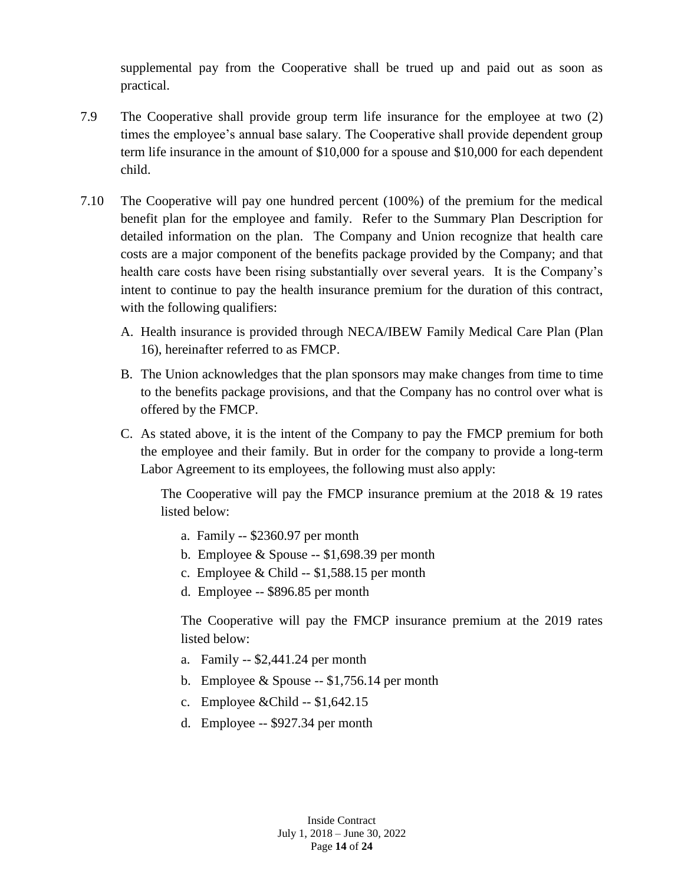supplemental pay from the Cooperative shall be trued up and paid out as soon as practical.

7.9 The Cooperative shall provide group term life insurance for the employee at two (2) times the employee's annual base salary. The Cooperative shall provide dependent group term life insurance in the amount of $10,000 for a spouse and $10,000 for each dependent child.

7.10 The Cooperative will pay one hundred percent (100%) of the premium for the medical benefit plan for the employee and family. Refer to the Summary Plan Description for detailed information on the plan. The Company and Union recognize that health care costs are a major component of the benefits package provided by the Company; and that health care costs have been rising substantially over several years. It is the Company's intent to continue to pay the health insurance premium for the duration of this contract, with the following qualifiers:

A. Health insurance is provided through NECA/IBEW Family Medical Care Plan (Plan 16), hereinafter referred to as FMCP.

B. The Union acknowledges that the plan sponsors may make changes from time to time to the benefits package provisions, and that the Company has no control over what is offered by the FMCP.

C. As stated above, it is the intent of the Company to pay the FMCP premium for both the employee and their family. But in order for the company to provide a long-term Labor Agreement to its employees, the following must also apply:

The Cooperative will pay the FMCP insurance premium at the 2018 & 19 rates listed below:

a. Family -- $2360.97 per month
b. Employee & Spouse -- $1,698.39 per month
c. Employee & Child -- $1,588.15 per month
d. Employee -- $896.85 per month

The Cooperative will pay the FMCP insurance premium at the 2019 rates listed below:

a. Family -- $2,441.24 per month
b. Employee & Spouse -- $1,756.14 per month
c. Employee &Child -- $1,642.15
d. Employee -- $927.34 per month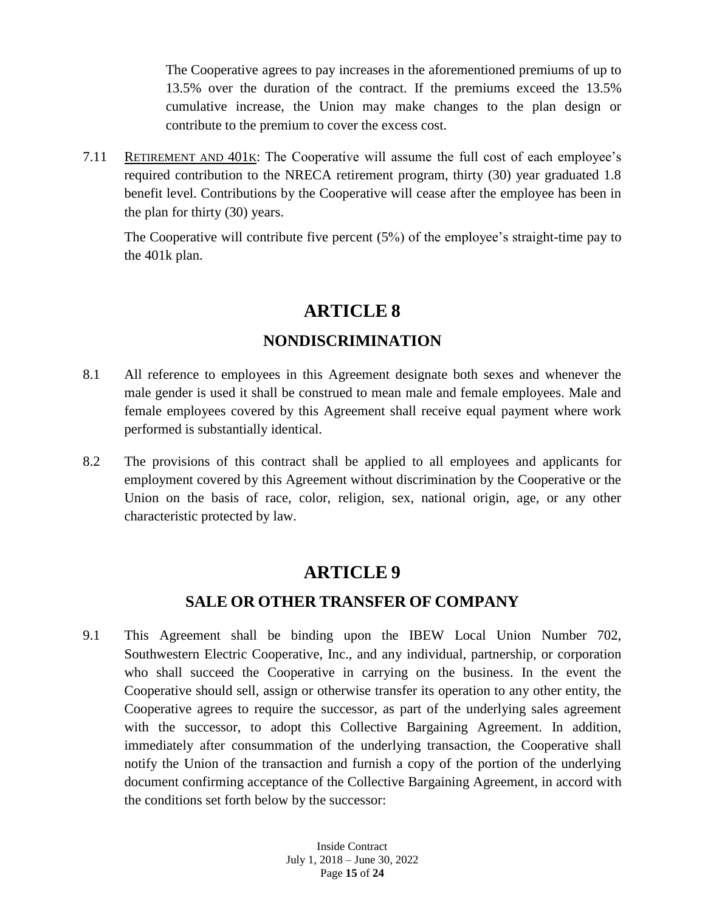The Cooperative agrees to pay increases in the aforementioned premiums of up to 13.5% over the duration of the contract. If the premiums exceed the 13.5% cumulative increase, the Union may make changes to the plan design or contribute to the premium to cover the excess cost.

7.11 RETIREMENT AND 401K: The Cooperative will assume the full cost of each employee's required contribution to the NRECA retirement program, thirty (30) year graduated 1.8 benefit level. Contributions by the Cooperative will cease after the employee has been in the plan for thirty (30) years.

The Cooperative will contribute five percent (5%) of the employee's straight-time pay to the 401k plan.

# ARTICLE 8

## NONDISCRIMINATION

8.1 All reference to employees in this Agreement designate both sexes and whenever the male gender is used it shall be construed to mean male and female employees. Male and female employees covered by this Agreement shall receive equal payment where work performed is substantially identical.

8.2 The provisions of this contract shall be applied to all employees and applicants for employment covered by this Agreement without discrimination by the Cooperative or the Union on the basis of race, color, religion, sex, national origin, age, or any other characteristic protected by law.

# ARTICLE 9

## SALE OR OTHER TRANSFER OF COMPANY

9.1 This Agreement shall be binding upon the IBEW Local Union Number 702, Southwestern Electric Cooperative, Inc., and any individual, partnership, or corporation who shall succeed the Cooperative in carrying on the business. In the event the Cooperative should sell, assign or otherwise transfer its operation to any other entity, the Cooperative agrees to require the successor, as part of the underlying sales agreement with the successor, to adopt this Collective Bargaining Agreement. In addition, immediately after consummation of the underlying transaction, the Cooperative shall notify the Union of the transaction and furnish a copy of the portion of the underlying document confirming acceptance of the Collective Bargaining Agreement, in accord with the conditions set forth below by the successor: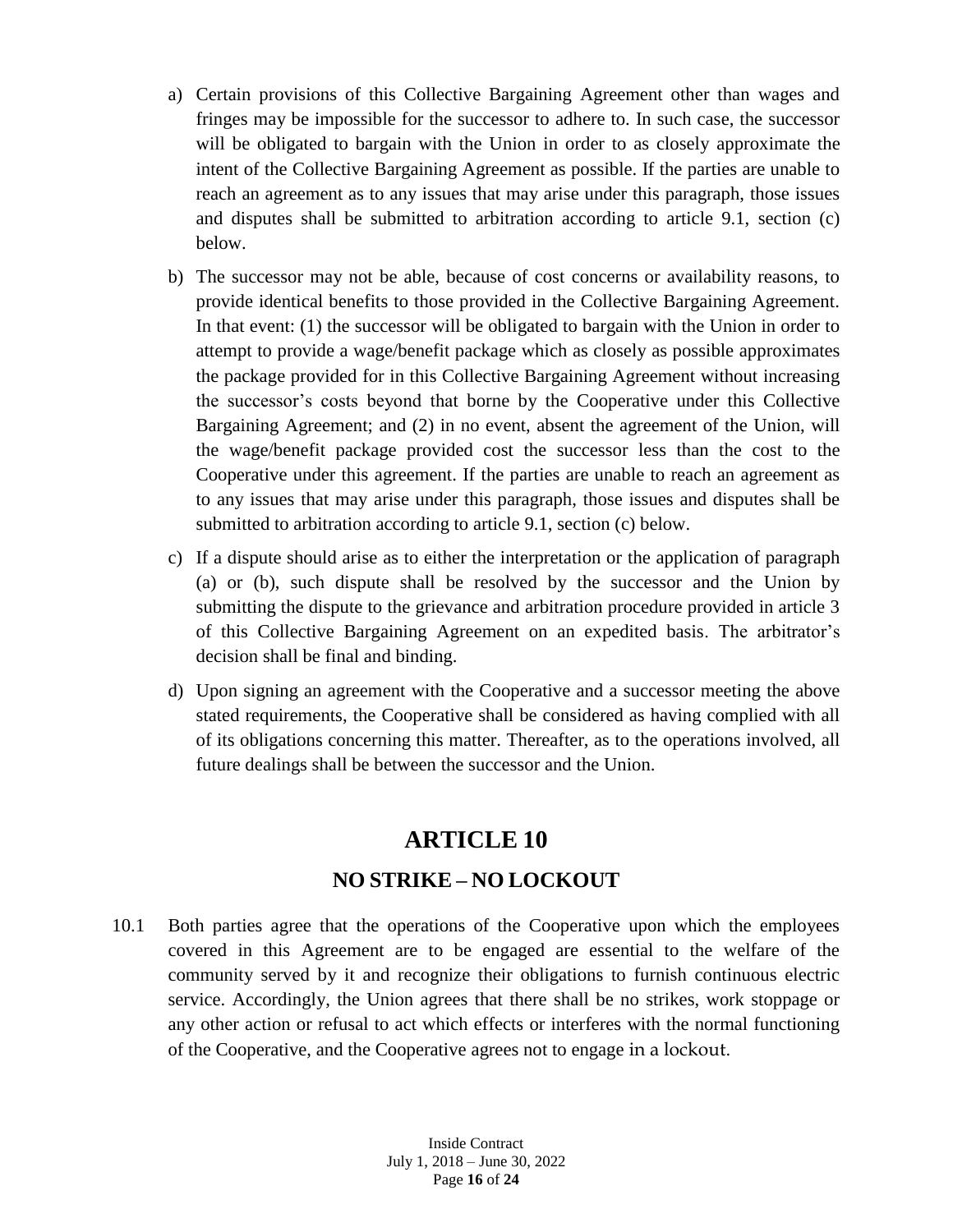a) Certain provisions of this Collective Bargaining Agreement other than wages and fringes may be impossible for the successor to adhere to. In such case, the successor will be obligated to bargain with the Union in order to as closely approximate the intent of the Collective Bargaining Agreement as possible. If the parties are unable to reach an agreement as to any issues that may arise under this paragraph, those issues and disputes shall be submitted to arbitration according to article 9.1, section (c) below.

b) The successor may not be able, because of cost concerns or availability reasons, to provide identical benefits to those provided in the Collective Bargaining Agreement. In that event: (1) the successor will be obligated to bargain with the Union in order to attempt to provide a wage/benefit package which as closely as possible approximates the package provided for in this Collective Bargaining Agreement without increasing the successor's costs beyond that borne by the Cooperative under this Collective Bargaining Agreement; and (2) in no event, absent the agreement of the Union, will the wage/benefit package provided cost the successor less than the cost to the Cooperative under this agreement. If the parties are unable to reach an agreement as to any issues that may arise under this paragraph, those issues and disputes shall be submitted to arbitration according to article 9.1, section (c) below.

c) If a dispute should arise as to either the interpretation or the application of paragraph (a) or (b), such dispute shall be resolved by the successor and the Union by submitting the dispute to the grievance and arbitration procedure provided in article 3 of this Collective Bargaining Agreement on an expedited basis. The arbitrator's decision shall be final and binding.

d) Upon signing an agreement with the Cooperative and a successor meeting the above stated requirements, the Cooperative shall be considered as having complied with all of its obligations concerning this matter. Thereafter, as to the operations involved, all future dealings shall be between the successor and the Union.

# ARTICLE 10

## NO STRIKE – NO LOCKOUT

10.1 Both parties agree that the operations of the Cooperative upon which the employees covered in this Agreement are to be engaged are essential to the welfare of the community served by it and recognize their obligations to furnish continuous electric service. Accordingly, the Union agrees that there shall be no strikes, work stoppage or any other action or refusal to act which effects or interferes with the normal functioning of the Cooperative, and the Cooperative agrees not to engage in a lockout.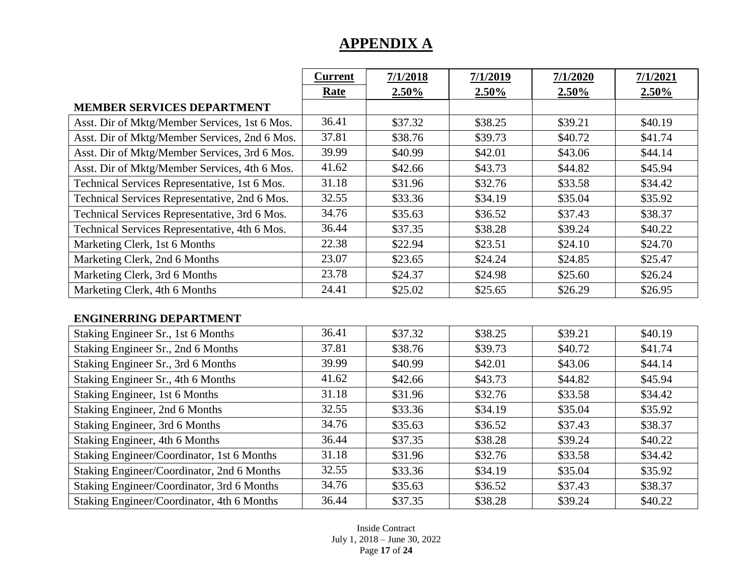# APPENDIX A

| | Current Rate | 7/1/2018 2.50% | 7/1/2019 2.50% | 7/1/2020 2.50% | 7/1/2021 2.50% |
|---|---|---|---|---|---|
| **MEMBER SERVICES DEPARTMENT** | | | | | |
| Asst. Dir of Mktg/Member Services, 1st 6 Mos. | 36.41 | $37.32 | $38.25 | $39.21 | $40.19 |
| Asst. Dir of Mktg/Member Services, 2nd 6 Mos. | 37.81 | $38.76 | $39.73 | $40.72 | $41.74 |
| Asst. Dir of Mktg/Member Services, 3rd 6 Mos. | 39.99 | $40.99 | $42.01 | $43.06 | $44.14 |
| Asst. Dir of Mktg/Member Services, 4th 6 Mos. | 41.62 | $42.66 | $43.73 | $44.82 | $45.94 |
| Technical Services Representative, 1st 6 Mos. | 31.18 | $31.96 | $32.76 | $33.58 | $34.42 |
| Technical Services Representative, 2nd 6 Mos. | 32.55 | $33.36 | $34.19 | $35.04 | $35.92 |
| Technical Services Representative, 3rd 6 Mos. | 34.76 | $35.63 | $36.52 | $37.43 | $38.37 |
| Technical Services Representative, 4th 6 Mos. | 36.44 | $37.35 | $38.28 | $39.24 | $40.22 |
| Marketing Clerk, 1st 6 Months | 22.38 | $22.94 | $23.51 | $24.10 | $24.70 |
| Marketing Clerk, 2nd 6 Months | 23.07 | $23.65 | $24.24 | $24.85 | $25.47 |
| Marketing Clerk, 3rd 6 Months | 23.78 | $24.37 | $24.98 | $25.60 | $26.24 |
| Marketing Clerk, 4th 6 Months | 24.41 | $25.02 | $25.65 | $26.29 | $26.95 |
| | | | | | |
| **ENGINERRING DEPARTMENT** | | | | | |
| Staking Engineer Sr., 1st 6 Months | 36.41 | $37.32 | $38.25 | $39.21 | $40.19 |
| Staking Engineer Sr., 2nd 6 Months | 37.81 | $38.76 | $39.73 | $40.72 | $41.74 |
| Staking Engineer Sr., 3rd 6 Months | 39.99 | $40.99 | $42.01 | $43.06 | $44.14 |
| Staking Engineer Sr., 4th 6 Months | 41.62 | $42.66 | $43.73 | $44.82 | $45.94 |
| Staking Engineer, 1st 6 Months | 31.18 | $31.96 | $32.76 | $33.58 | $34.42 |
| Staking Engineer, 2nd 6 Months | 32.55 | $33.36 | $34.19 | $35.04 | $35.92 |
| Staking Engineer, 3rd 6 Months | 34.76 | $35.63 | $36.52 | $37.43 | $38.37 |
| Staking Engineer, 4th 6 Months | 36.44 | $37.35 | $38.28 | $39.24 | $40.22 |
| Staking Engineer/Coordinator, 1st 6 Months | 31.18 | $31.96 | $32.76 | $33.58 | $34.42 |
| Staking Engineer/Coordinator, 2nd 6 Months | 32.55 | $33.36 | $34.19 | $35.04 | $35.92 |
| Staking Engineer/Coordinator, 3rd 6 Months | 34.76 | $35.63 | $36.52 | $37.43 | $38.37 |
| Staking Engineer/Coordinator, 4th 6 Months | 36.44 | $37.35 | $38.28 | $39.24 | $40.22 |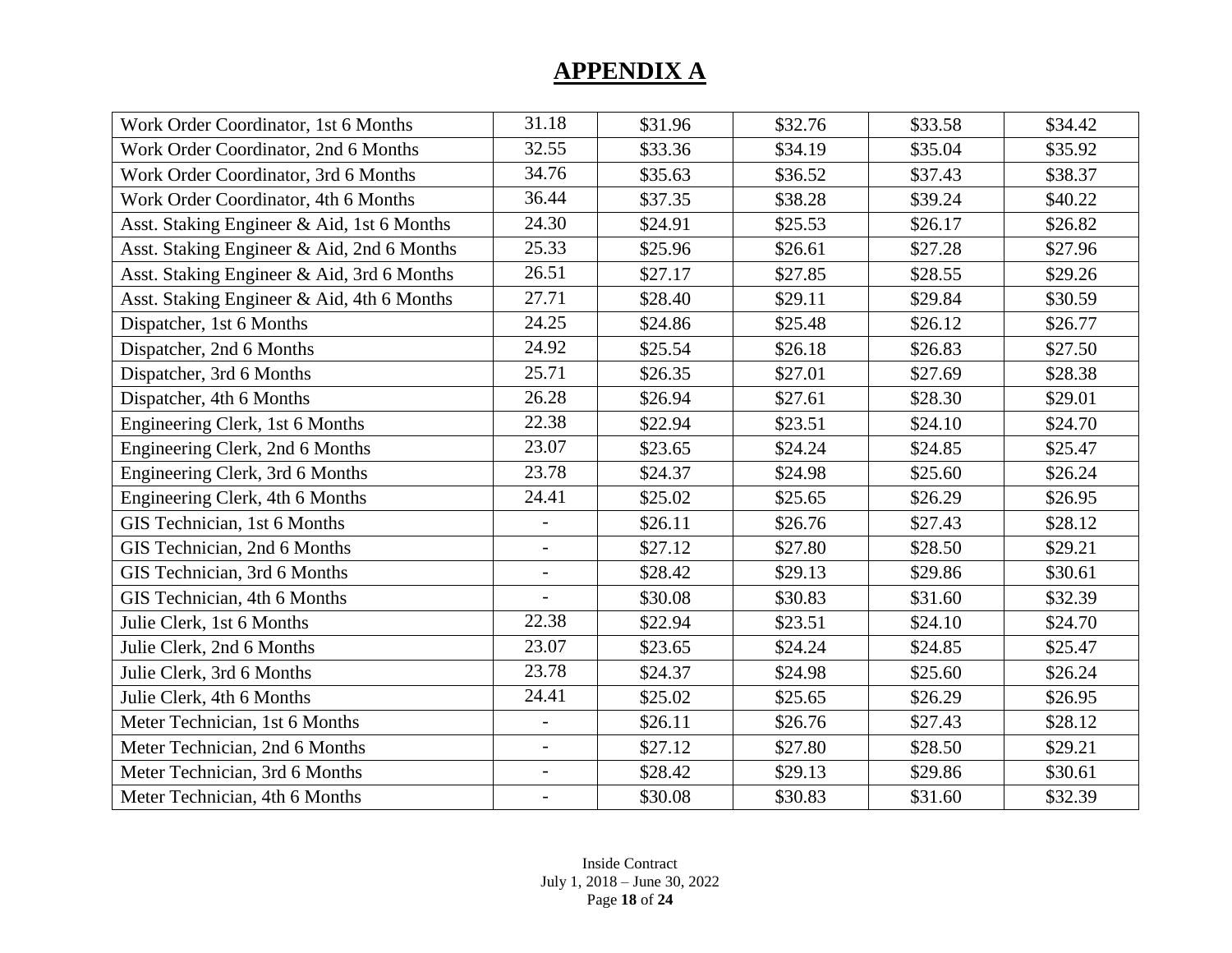# APPENDIX A

| | | | | | |
|---|---|---|---|---|---|
| Work Order Coordinator, 1st 6 Months | 31.18 | $31.96 | $32.76 | $33.58 | $34.42 |
| Work Order Coordinator, 2nd 6 Months | 32.55 | $33.36 | $34.19 | $35.04 | $35.92 |
| Work Order Coordinator, 3rd 6 Months | 34.76 | $35.63 | $36.52 | $37.43 | $38.37 |
| Work Order Coordinator, 4th 6 Months | 36.44 | $37.35 | $38.28 | $39.24 | $40.22 |
| Asst. Staking Engineer & Aid, 1st 6 Months | 24.30 | $24.91 | $25.53 | $26.17 | $26.82 |
| Asst. Staking Engineer & Aid, 2nd 6 Months | 25.33 | $25.96 | $26.61 | $27.28 | $27.96 |
| Asst. Staking Engineer & Aid, 3rd 6 Months | 26.51 | $27.17 | $27.85 | $28.55 | $29.26 |
| Asst. Staking Engineer & Aid, 4th 6 Months | 27.71 | $28.40 | $29.11 | $29.84 | $30.59 |
| Dispatcher, 1st 6 Months | 24.25 | $24.86 | $25.48 | $26.12 | $26.77 |
| Dispatcher, 2nd 6 Months | 24.92 | $25.54 | $26.18 | $26.83 | $27.50 |
| Dispatcher, 3rd 6 Months | 25.71 | $26.35 | $27.01 | $27.69 | $28.38 |
| Dispatcher, 4th 6 Months | 26.28 | $26.94 | $27.61 | $28.30 | $29.01 |
| Engineering Clerk, 1st 6 Months | 22.38 | $22.94 | $23.51 | $24.10 | $24.70 |
| Engineering Clerk, 2nd 6 Months | 23.07 | $23.65 | $24.24 | $24.85 | $25.47 |
| Engineering Clerk, 3rd 6 Months | 23.78 | $24.37 | $24.98 | $25.60 | $26.24 |
| Engineering Clerk, 4th 6 Months | 24.41 | $25.02 | $25.65 | $26.29 | $26.95 |
| GIS Technician, 1st 6 Months | - | $26.11 | $26.76 | $27.43 | $28.12 |
| GIS Technician, 2nd 6 Months | - | $27.12 | $27.80 | $28.50 | $29.21 |
| GIS Technician, 3rd 6 Months | - | $28.42 | $29.13 | $29.86 | $30.61 |
| GIS Technician, 4th 6 Months | - | $30.08 | $30.83 | $31.60 | $32.39 |
| Julie Clerk, 1st 6 Months | 22.38 | $22.94 | $23.51 | $24.10 | $24.70 |
| Julie Clerk, 2nd 6 Months | 23.07 | $23.65 | $24.24 | $24.85 | $25.47 |
| Julie Clerk, 3rd 6 Months | 23.78 | $24.37 | $24.98 | $25.60 | $26.24 |
| Julie Clerk, 4th 6 Months | 24.41 | $25.02 | $25.65 | $26.29 | $26.95 |
| Meter Technician, 1st 6 Months | - | $26.11 | $26.76 | $27.43 | $28.12 |
| Meter Technician, 2nd 6 Months | - | $27.12 | $27.80 | $28.50 | $29.21 |
| Meter Technician, 3rd 6 Months | - | $28.42 | $29.13 | $29.86 | $30.61 |
| Meter Technician, 4th 6 Months | - | $30.08 | $30.83 | $31.60 | $32.39 |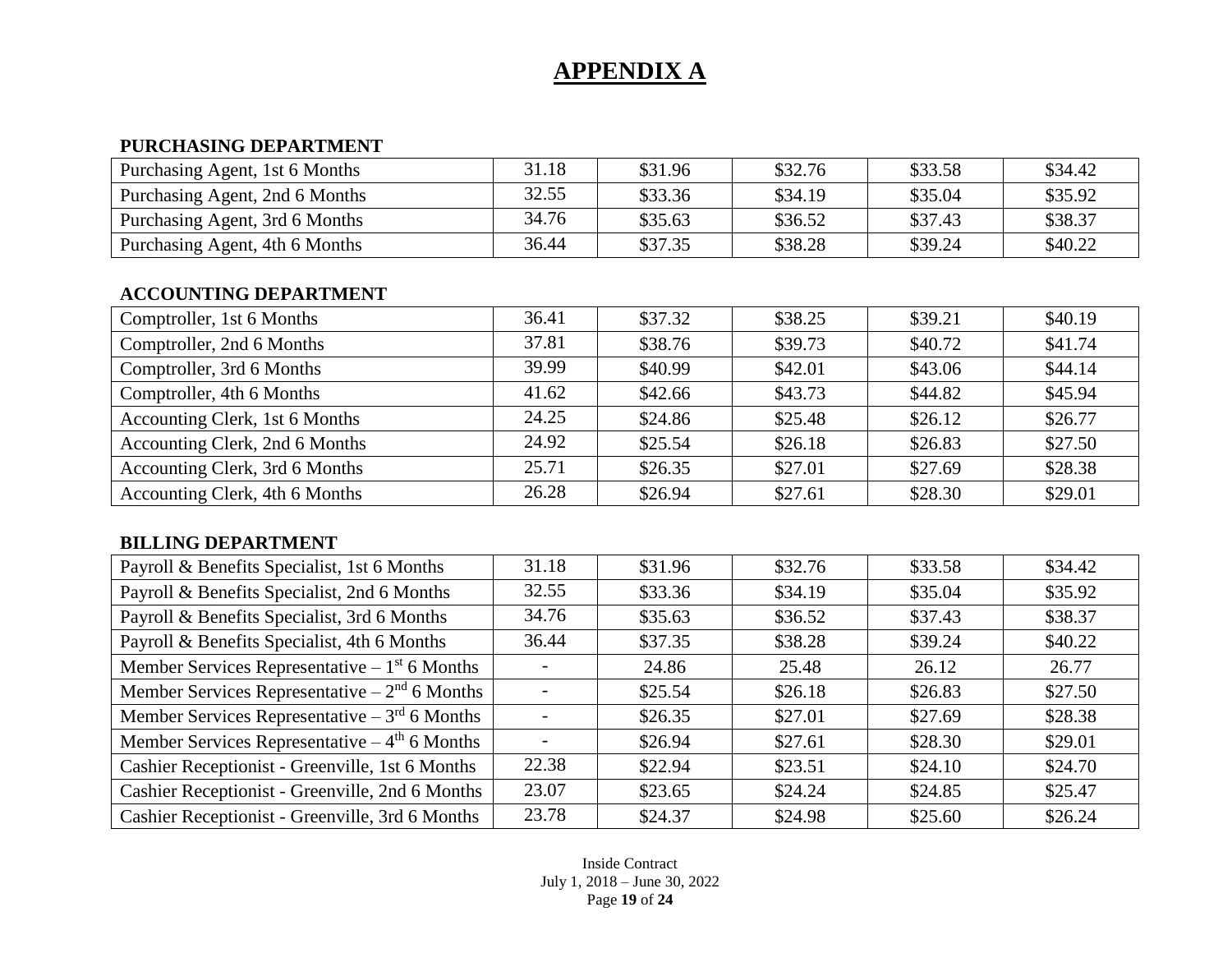# APPENDIX A

**PURCHASING DEPARTMENT**

| | | | | | |
|---|---|---|---|---|---|
| Purchasing Agent, 1st 6 Months | 31.18 | $31.96 | $32.76 | $33.58 | $34.42 |
| Purchasing Agent, 2nd 6 Months | 32.55 | $33.36 | $34.19 | $35.04 | $35.92 |
| Purchasing Agent, 3rd 6 Months | 34.76 | $35.63 | $36.52 | $37.43 | $38.37 |
| Purchasing Agent, 4th 6 Months | 36.44 | $37.35 | $38.28 | $39.24 | $40.22 |

**ACCOUNTING DEPARTMENT**

| | | | | | |
|---|---|---|---|---|---|
| Comptroller, 1st 6 Months | 36.41 | $37.32 | $38.25 | $39.21 | $40.19 |
| Comptroller, 2nd 6 Months | 37.81 | $38.76 | $39.73 | $40.72 | $41.74 |
| Comptroller, 3rd 6 Months | 39.99 | $40.99 | $42.01 | $43.06 | $44.14 |
| Comptroller, 4th 6 Months | 41.62 | $42.66 | $43.73 | $44.82 | $45.94 |
| Accounting Clerk, 1st 6 Months | 24.25 | $24.86 | $25.48 | $26.12 | $26.77 |
| Accounting Clerk, 2nd 6 Months | 24.92 | $25.54 | $26.18 | $26.83 | $27.50 |
| Accounting Clerk, 3rd 6 Months | 25.71 | $26.35 | $27.01 | $27.69 | $28.38 |
| Accounting Clerk, 4th 6 Months | 26.28 | $26.94 | $27.61 | $28.30 | $29.01 |

**BILLING DEPARTMENT**

| | | | | | |
|---|---|---|---|---|---|
| Payroll & Benefits Specialist, 1st 6 Months | 31.18 | $31.96 | $32.76 | $33.58 | $34.42 |
| Payroll & Benefits Specialist, 2nd 6 Months | 32.55 | $33.36 | $34.19 | $35.04 | $35.92 |
| Payroll & Benefits Specialist, 3rd 6 Months | 34.76 | $35.63 | $36.52 | $37.43 | $38.37 |
| Payroll & Benefits Specialist, 4th 6 Months | 36.44 | $37.35 | $38.28 | $39.24 | $40.22 |
| Member Services Representative – 1st 6 Months | - | 24.86 | 25.48 | 26.12 | 26.77 |
| Member Services Representative – 2nd 6 Months | - | $25.54 | $26.18 | $26.83 | $27.50 |
| Member Services Representative – 3rd 6 Months | - | $26.35 | $27.01 | $27.69 | $28.38 |
| Member Services Representative – 4th 6 Months | - | $26.94 | $27.61 | $28.30 | $29.01 |
| Cashier Receptionist - Greenville, 1st 6 Months | 22.38 | $22.94 | $23.51 | $24.10 | $24.70 |
| Cashier Receptionist - Greenville, 2nd 6 Months | 23.07 | $23.65 | $24.24 | $24.85 | $25.47 |
| Cashier Receptionist - Greenville, 3rd 6 Months | 23.78 | $24.37 | $24.98 | $25.60 | $26.24 |

Inside Contract
July 1, 2018 – June 30, 2022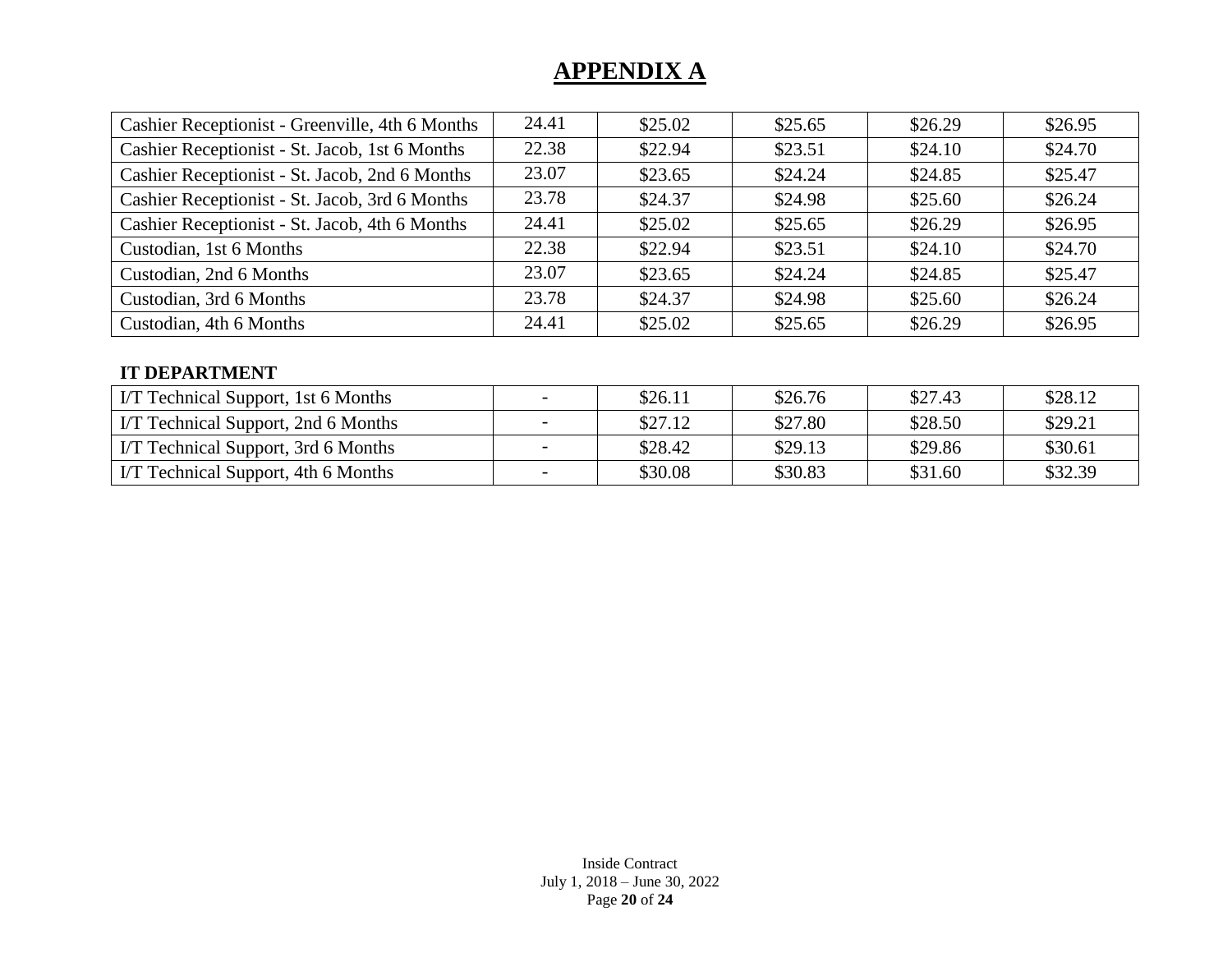# APPENDIX A

| | | | | | |
|---|---|---|---|---|---|
| Cashier Receptionist - Greenville, 4th 6 Months | 24.41 | $25.02 | $25.65 | $26.29 | $26.95 |
| Cashier Receptionist - St. Jacob, 1st 6 Months | 22.38 | $22.94 | $23.51 | $24.10 | $24.70 |
| Cashier Receptionist - St. Jacob, 2nd 6 Months | 23.07 | $23.65 | $24.24 | $24.85 | $25.47 |
| Cashier Receptionist - St. Jacob, 3rd 6 Months | 23.78 | $24.37 | $24.98 | $25.60 | $26.24 |
| Cashier Receptionist - St. Jacob, 4th 6 Months | 24.41 | $25.02 | $25.65 | $26.29 | $26.95 |
| Custodian, 1st 6 Months | 22.38 | $22.94 | $23.51 | $24.10 | $24.70 |
| Custodian, 2nd 6 Months | 23.07 | $23.65 | $24.24 | $24.85 | $25.47 |
| Custodian, 3rd 6 Months | 23.78 | $24.37 | $24.98 | $25.60 | $26.24 |
| Custodian, 4th 6 Months | 24.41 | $25.02 | $25.65 | $26.29 | $26.95 |

**IT DEPARTMENT**

| | | | | | |
|---|---|---|---|---|---|
| I/T Technical Support, 1st 6 Months | - | $26.11 | $26.76 | $27.43 | $28.12 |
| I/T Technical Support, 2nd 6 Months | - | $27.12 | $27.80 | $28.50 | $29.21 |
| I/T Technical Support, 3rd 6 Months | - | $28.42 | $29.13 | $29.86 | $30.61 |
| I/T Technical Support, 4th 6 Months | - | $30.08 | $30.83 | $31.60 | $32.39 |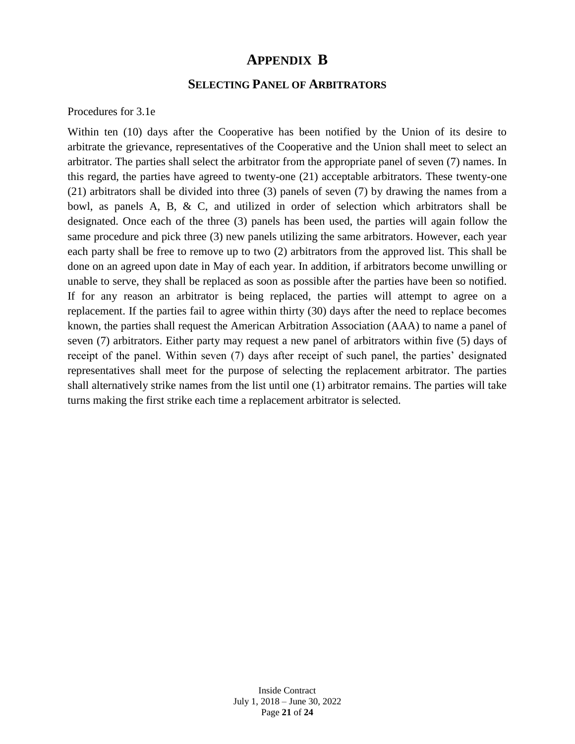# Appendix B

## Selecting Panel of Arbitrators

Procedures for 3.1e

Within ten (10) days after the Cooperative has been notified by the Union of its desire to arbitrate the grievance, representatives of the Cooperative and the Union shall meet to select an arbitrator. The parties shall select the arbitrator from the appropriate panel of seven (7) names. In this regard, the parties have agreed to twenty-one (21) acceptable arbitrators. These twenty-one (21) arbitrators shall be divided into three (3) panels of seven (7) by drawing the names from a bowl, as panels A, B, & C, and utilized in order of selection which arbitrators shall be designated. Once each of the three (3) panels has been used, the parties will again follow the same procedure and pick three (3) new panels utilizing the same arbitrators. However, each year each party shall be free to remove up to two (2) arbitrators from the approved list. This shall be done on an agreed upon date in May of each year. In addition, if arbitrators become unwilling or unable to serve, they shall be replaced as soon as possible after the parties have been so notified. If for any reason an arbitrator is being replaced, the parties will attempt to agree on a replacement. If the parties fail to agree within thirty (30) days after the need to replace becomes known, the parties shall request the American Arbitration Association (AAA) to name a panel of seven (7) arbitrators. Either party may request a new panel of arbitrators within five (5) days of receipt of the panel. Within seven (7) days after receipt of such panel, the parties' designated representatives shall meet for the purpose of selecting the replacement arbitrator. The parties shall alternatively strike names from the list until one (1) arbitrator remains. The parties will take turns making the first strike each time a replacement arbitrator is selected.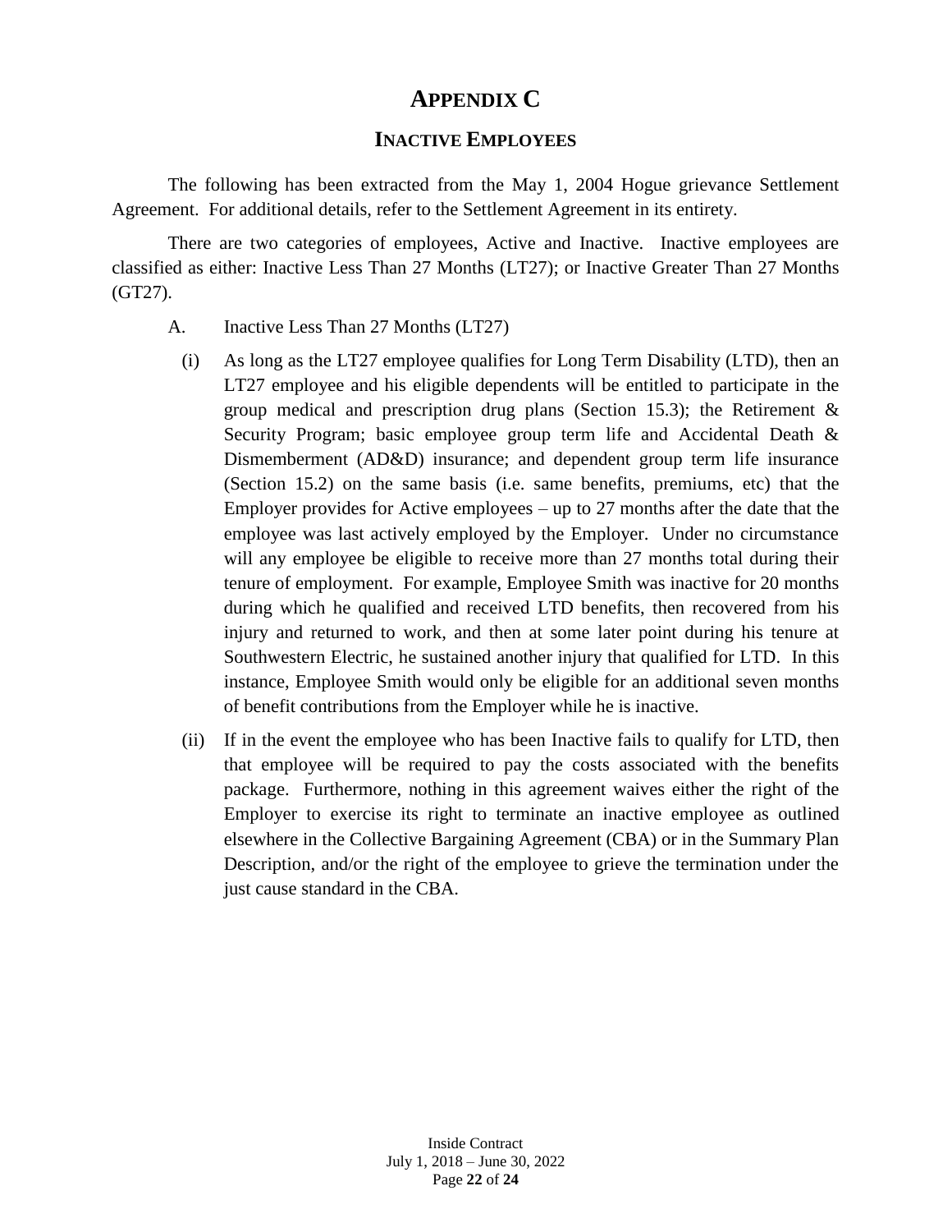# APPENDIX C

## INACTIVE EMPLOYEES

The following has been extracted from the May 1, 2004 Hogue grievance Settlement Agreement. For additional details, refer to the Settlement Agreement in its entirety.

There are two categories of employees, Active and Inactive. Inactive employees are classified as either: Inactive Less Than 27 Months (LT27); or Inactive Greater Than 27 Months (GT27).

A. Inactive Less Than 27 Months (LT27)

(i) As long as the LT27 employee qualifies for Long Term Disability (LTD), then an LT27 employee and his eligible dependents will be entitled to participate in the group medical and prescription drug plans (Section 15.3); the Retirement & Security Program; basic employee group term life and Accidental Death & Dismemberment (AD&D) insurance; and dependent group term life insurance (Section 15.2) on the same basis (i.e. same benefits, premiums, etc) that the Employer provides for Active employees – up to 27 months after the date that the employee was last actively employed by the Employer. Under no circumstance will any employee be eligible to receive more than 27 months total during their tenure of employment. For example, Employee Smith was inactive for 20 months during which he qualified and received LTD benefits, then recovered from his injury and returned to work, and then at some later point during his tenure at Southwestern Electric, he sustained another injury that qualified for LTD. In this instance, Employee Smith would only be eligible for an additional seven months of benefit contributions from the Employer while he is inactive.

(ii) If in the event the employee who has been Inactive fails to qualify for LTD, then that employee will be required to pay the costs associated with the benefits package. Furthermore, nothing in this agreement waives either the right of the Employer to exercise its right to terminate an inactive employee as outlined elsewhere in the Collective Bargaining Agreement (CBA) or in the Summary Plan Description, and/or the right of the employee to grieve the termination under the just cause standard in the CBA.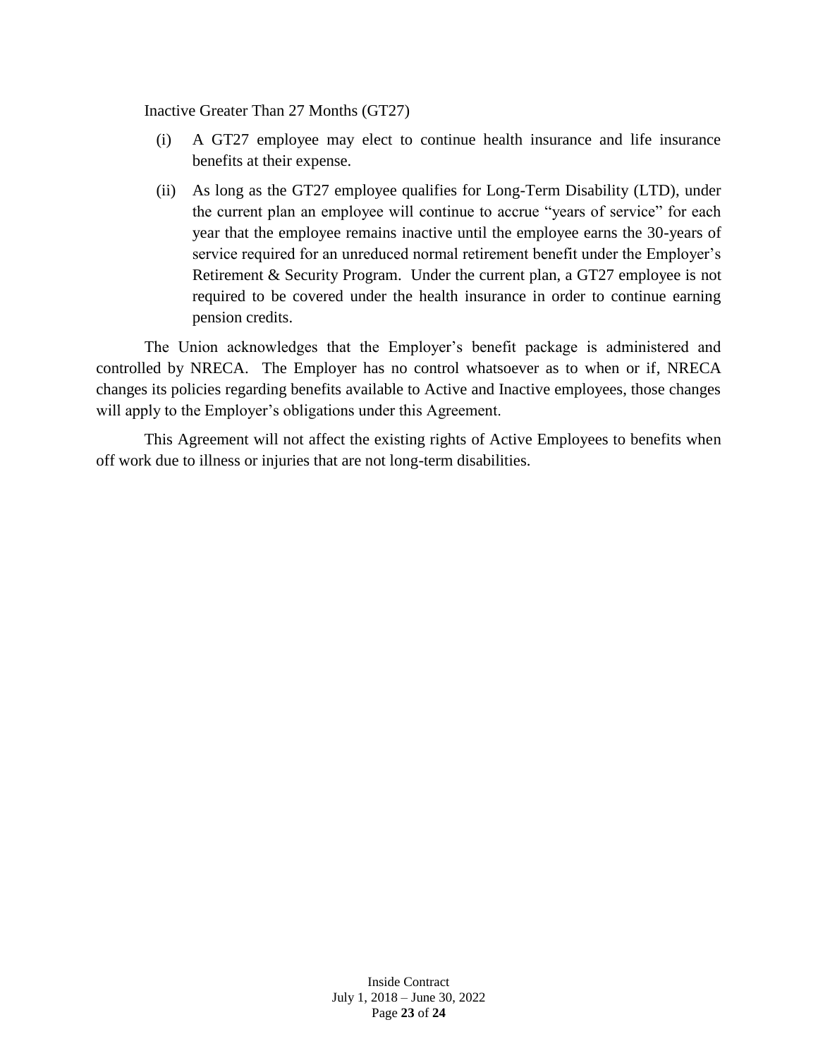Inactive Greater Than 27 Months (GT27)

(i) A GT27 employee may elect to continue health insurance and life insurance benefits at their expense.

(ii) As long as the GT27 employee qualifies for Long-Term Disability (LTD), under the current plan an employee will continue to accrue "years of service" for each year that the employee remains inactive until the employee earns the 30-years of service required for an unreduced normal retirement benefit under the Employer's Retirement & Security Program. Under the current plan, a GT27 employee is not required to be covered under the health insurance in order to continue earning pension credits.

The Union acknowledges that the Employer's benefit package is administered and controlled by NRECA. The Employer has no control whatsoever as to when or if, NRECA changes its policies regarding benefits available to Active and Inactive employees, those changes will apply to the Employer's obligations under this Agreement.

This Agreement will not affect the existing rights of Active Employees to benefits when off work due to illness or injuries that are not long-term disabilities.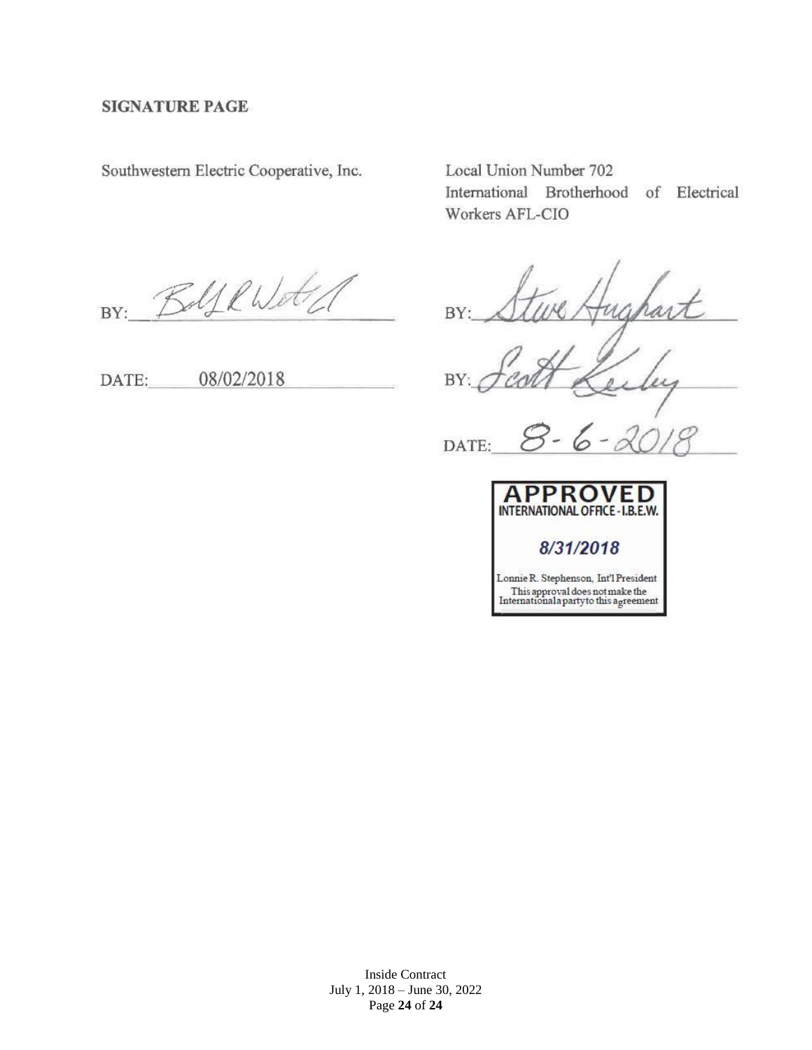**SIGNATURE PAGE**

| Southwestern Electric Cooperative, Inc. | Local Union Number 702 International Brotherhood of Electrical Workers AFL-CIO |
|---|---|
| BY: *Billy R Witt* | BY: *Steve Hughart* |
| DATE: 08/02/2018 | BY: *Scott Kerley* |
| | DATE: 8-6-2018 |

**APPROVED**
**INTERNATIONAL OFFICE - I.B.E.W.**

***8/31/2018***

Lonnie R. Stephenson, Int'l President
This approval does not make the International a party to this agreement

Inside Contract
July 1, 2018 – June 30, 2022